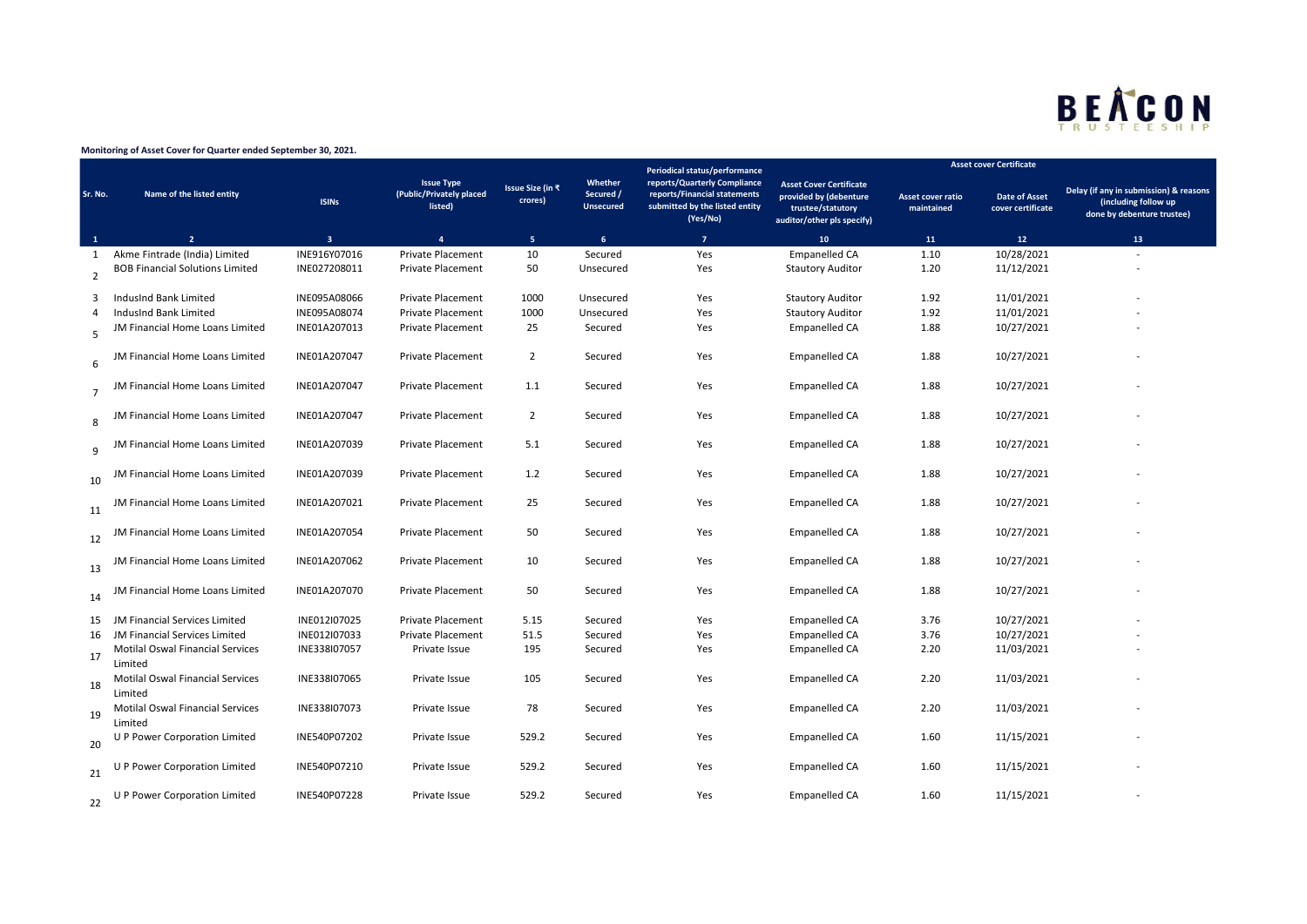**Monitoring of Asset Cover for Quarter ended September 30, 2021.**

| Sr. No. | Name of the listed entity | ISINs | Issue Type (Public/Privately placed listed) | Issue Size (in ₹ crores) | Whether Secured / Unsecured | Periodical status/performance reports/Quarterly Compliance reports/Financial statements submitted by the listed entity (Yes/No) | Asset Cover Certificate provided by (debenture trustee/statutory auditor/other pls specify) | Asset cover Certificate | | |
|---|---|---|---|---|---|---|---|---|---|---|
| | | | | | | | | Asset cover ratio maintained | Date of Asset cover certificate | Delay (if any in submission) & reasons (including follow up done by debenture trustee) |
| 1 | 2 | 3 | 4 | 5 | 6 | 7 | 10 | 11 | 12 | 13 |
| 1 | Akme Fintrade (India) Limited | INE916Y07016 | Private Placement | 10 | Secured | Yes | Empanelled CA | 1.10 | 10/28/2021 | - |
| 2 | BOB Financial Solutions Limited | INE027208011 | Private Placement | 50 | Unsecured | Yes | Stautory Auditor | 1.20 | 11/12/2021 | - |
| 3 | IndusInd Bank Limited | INE095A08066 | Private Placement | 1000 | Unsecured | Yes | Stautory Auditor | 1.92 | 11/01/2021 | - |
| 4 | IndusInd Bank Limited | INE095A08074 | Private Placement | 1000 | Unsecured | Yes | Stautory Auditor | 1.92 | 11/01/2021 | - |
| 5 | JM Financial Home Loans Limited | INE01A207013 | Private Placement | 25 | Secured | Yes | Empanelled CA | 1.88 | 10/27/2021 | - |
| 6 | JM Financial Home Loans Limited | INE01A207047 | Private Placement | 2 | Secured | Yes | Empanelled CA | 1.88 | 10/27/2021 | - |
| 7 | JM Financial Home Loans Limited | INE01A207047 | Private Placement | 1.1 | Secured | Yes | Empanelled CA | 1.88 | 10/27/2021 | - |
| 8 | JM Financial Home Loans Limited | INE01A207047 | Private Placement | 2 | Secured | Yes | Empanelled CA | 1.88 | 10/27/2021 | - |
| 9 | JM Financial Home Loans Limited | INE01A207039 | Private Placement | 5.1 | Secured | Yes | Empanelled CA | 1.88 | 10/27/2021 | - |
| 10 | JM Financial Home Loans Limited | INE01A207039 | Private Placement | 1.2 | Secured | Yes | Empanelled CA | 1.88 | 10/27/2021 | - |
| 11 | JM Financial Home Loans Limited | INE01A207021 | Private Placement | 25 | Secured | Yes | Empanelled CA | 1.88 | 10/27/2021 | - |
| 12 | JM Financial Home Loans Limited | INE01A207054 | Private Placement | 50 | Secured | Yes | Empanelled CA | 1.88 | 10/27/2021 | - |
| 13 | JM Financial Home Loans Limited | INE01A207062 | Private Placement | 10 | Secured | Yes | Empanelled CA | 1.88 | 10/27/2021 | - |
| 14 | JM Financial Home Loans Limited | INE01A207070 | Private Placement | 50 | Secured | Yes | Empanelled CA | 1.88 | 10/27/2021 | - |
| 15 | JM Financial Services Limited | INE012I07025 | Private Placement | 5.15 | Secured | Yes | Empanelled CA | 3.76 | 10/27/2021 | - |
| 16 | JM Financial Services Limited | INE012I07033 | Private Placement | 51.5 | Secured | Yes | Empanelled CA | 3.76 | 10/27/2021 | - |
| 17 | Motilal Oswal Financial Services Limited | INE338I07057 | Private Issue | 195 | Secured | Yes | Empanelled CA | 2.20 | 11/03/2021 | - |
| 18 | Motilal Oswal Financial Services Limited | INE338I07065 | Private Issue | 105 | Secured | Yes | Empanelled CA | 2.20 | 11/03/2021 | - |
| 19 | Motilal Oswal Financial Services Limited | INE338I07073 | Private Issue | 78 | Secured | Yes | Empanelled CA | 2.20 | 11/03/2021 | - |
| 20 | U P Power Corporation Limited | INE540P07202 | Private Issue | 529.2 | Secured | Yes | Empanelled CA | 1.60 | 11/15/2021 | - |
| 21 | U P Power Corporation Limited | INE540P07210 | Private Issue | 529.2 | Secured | Yes | Empanelled CA | 1.60 | 11/15/2021 | - |
| 22 | U P Power Corporation Limited | INE540P07228 | Private Issue | 529.2 | Secured | Yes | Empanelled CA | 1.60 | 11/15/2021 | - |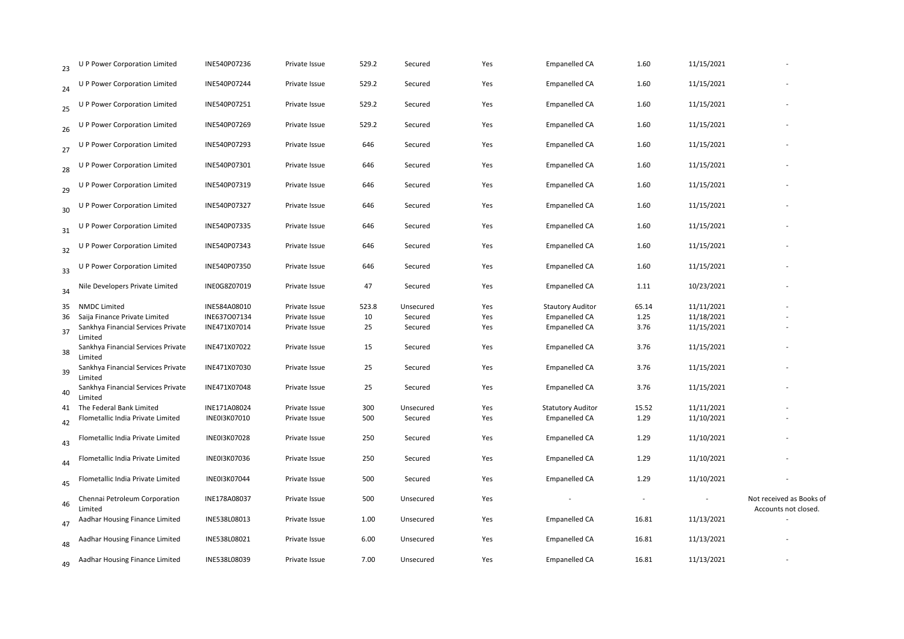| | | | | | | | | | | |
|---|---|---|---|---|---|---|---|---|---|---|
| 23 | U P Power Corporation Limited | INE540P07236 | Private Issue | 529.2 | Secured | Yes | Empanelled CA | 1.60 | 11/15/2021 | - |
| 24 | U P Power Corporation Limited | INE540P07244 | Private Issue | 529.2 | Secured | Yes | Empanelled CA | 1.60 | 11/15/2021 | - |
| 25 | U P Power Corporation Limited | INE540P07251 | Private Issue | 529.2 | Secured | Yes | Empanelled CA | 1.60 | 11/15/2021 | - |
| 26 | U P Power Corporation Limited | INE540P07269 | Private Issue | 529.2 | Secured | Yes | Empanelled CA | 1.60 | 11/15/2021 | - |
| 27 | U P Power Corporation Limited | INE540P07293 | Private Issue | 646 | Secured | Yes | Empanelled CA | 1.60 | 11/15/2021 | - |
| 28 | U P Power Corporation Limited | INE540P07301 | Private Issue | 646 | Secured | Yes | Empanelled CA | 1.60 | 11/15/2021 | - |
| 29 | U P Power Corporation Limited | INE540P07319 | Private Issue | 646 | Secured | Yes | Empanelled CA | 1.60 | 11/15/2021 | - |
| 30 | U P Power Corporation Limited | INE540P07327 | Private Issue | 646 | Secured | Yes | Empanelled CA | 1.60 | 11/15/2021 | - |
| 31 | U P Power Corporation Limited | INE540P07335 | Private Issue | 646 | Secured | Yes | Empanelled CA | 1.60 | 11/15/2021 | - |
| 32 | U P Power Corporation Limited | INE540P07343 | Private Issue | 646 | Secured | Yes | Empanelled CA | 1.60 | 11/15/2021 | - |
| 33 | U P Power Corporation Limited | INE540P07350 | Private Issue | 646 | Secured | Yes | Empanelled CA | 1.60 | 11/15/2021 | - |
| 34 | Nile Developers Private Limited | INE0G8Z07019 | Private Issue | 47 | Secured | Yes | Empanelled CA | 1.11 | 10/23/2021 | - |
| 35 | NMDC Limited | INE584A08010 | Private Issue | 523.8 | Unsecured | Yes | Stautory Auditor | 65.14 | 11/11/2021 | - |
| 36 | Saija Finance Private Limited | INE637O07134 | Private Issue | 10 | Secured | Yes | Empanelled CA | 1.25 | 11/18/2021 | - |
| 37 | Sankhya Financial Services Private Limited | INE471X07014 | Private Issue | 25 | Secured | Yes | Empanelled CA | 3.76 | 11/15/2021 | - |
| 38 | Sankhya Financial Services Private Limited | INE471X07022 | Private Issue | 15 | Secured | Yes | Empanelled CA | 3.76 | 11/15/2021 | - |
| 39 | Sankhya Financial Services Private Limited | INE471X07030 | Private Issue | 25 | Secured | Yes | Empanelled CA | 3.76 | 11/15/2021 | - |
| 40 | Sankhya Financial Services Private Limited | INE471X07048 | Private Issue | 25 | Secured | Yes | Empanelled CA | 3.76 | 11/15/2021 | - |
| 41 | The Federal Bank Limited | INE171A08024 | Private Issue | 300 | Unsecured | Yes | Statutory Auditor | 15.52 | 11/11/2021 | - |
| 42 | Flometallic India Private Limited | INE0I3K07010 | Private Issue | 500 | Secured | Yes | Empanelled CA | 1.29 | 11/10/2021 | - |
| 43 | Flometallic India Private Limited | INE0I3K07028 | Private Issue | 250 | Secured | Yes | Empanelled CA | 1.29 | 11/10/2021 | - |
| 44 | Flometallic India Private Limited | INE0I3K07036 | Private Issue | 250 | Secured | Yes | Empanelled CA | 1.29 | 11/10/2021 | - |
| 45 | Flometallic India Private Limited | INE0I3K07044 | Private Issue | 500 | Secured | Yes | Empanelled CA | 1.29 | 11/10/2021 | - |
| 46 | Chennai Petroleum Corporation Limited | INE178A08037 | Private Issue | 500 | Unsecured | Yes | - | - | - | Not received as Books of Accounts not closed. |
| 47 | Aadhar Housing Finance Limited | INE538L08013 | Private Issue | 1.00 | Unsecured | Yes | Empanelled CA | 16.81 | 11/13/2021 | - |
| 48 | Aadhar Housing Finance Limited | INE538L08021 | Private Issue | 6.00 | Unsecured | Yes | Empanelled CA | 16.81 | 11/13/2021 | - |
| 49 | Aadhar Housing Finance Limited | INE538L08039 | Private Issue | 7.00 | Unsecured | Yes | Empanelled CA | 16.81 | 11/13/2021 | - |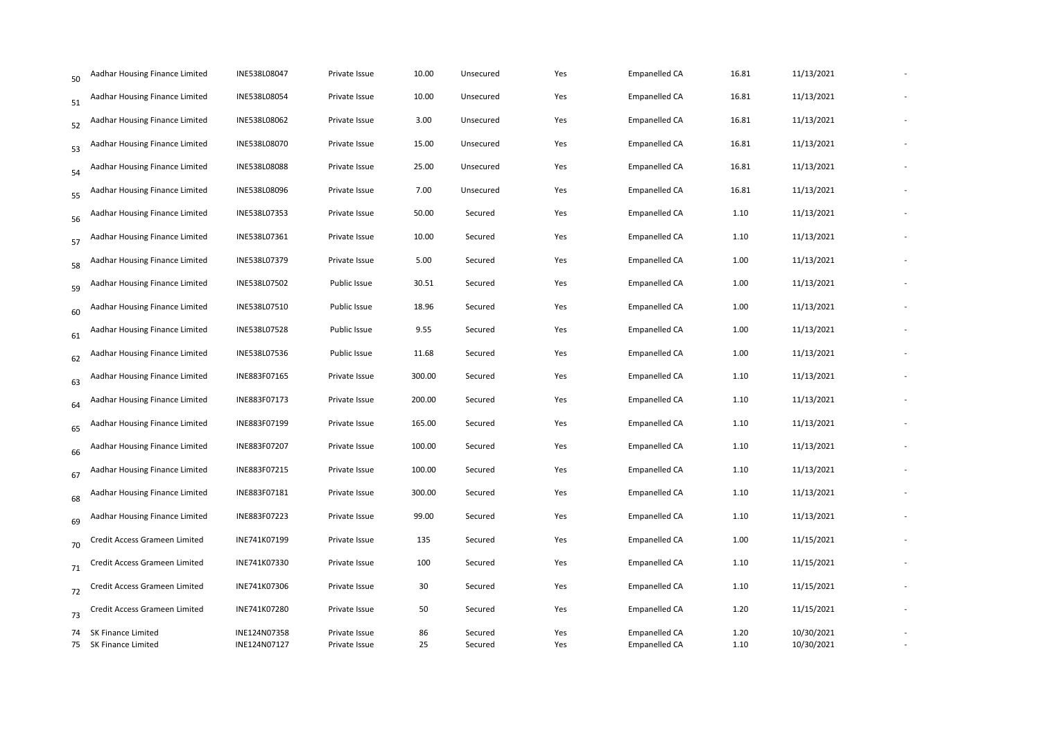| | | | | | | | | | |
|---|---|---|---|---|---|---|---|---|---|
| 50 | Aadhar Housing Finance Limited | INE538L08047 | Private Issue | 10.00 | Unsecured | Yes | Empanelled CA | 16.81 | 11/13/2021 | - |
| 51 | Aadhar Housing Finance Limited | INE538L08054 | Private Issue | 10.00 | Unsecured | Yes | Empanelled CA | 16.81 | 11/13/2021 | - |
| 52 | Aadhar Housing Finance Limited | INE538L08062 | Private Issue | 3.00 | Unsecured | Yes | Empanelled CA | 16.81 | 11/13/2021 | - |
| 53 | Aadhar Housing Finance Limited | INE538L08070 | Private Issue | 15.00 | Unsecured | Yes | Empanelled CA | 16.81 | 11/13/2021 | - |
| 54 | Aadhar Housing Finance Limited | INE538L08088 | Private Issue | 25.00 | Unsecured | Yes | Empanelled CA | 16.81 | 11/13/2021 | - |
| 55 | Aadhar Housing Finance Limited | INE538L08096 | Private Issue | 7.00 | Unsecured | Yes | Empanelled CA | 16.81 | 11/13/2021 | - |
| 56 | Aadhar Housing Finance Limited | INE538L07353 | Private Issue | 50.00 | Secured | Yes | Empanelled CA | 1.10 | 11/13/2021 | - |
| 57 | Aadhar Housing Finance Limited | INE538L07361 | Private Issue | 10.00 | Secured | Yes | Empanelled CA | 1.10 | 11/13/2021 | - |
| 58 | Aadhar Housing Finance Limited | INE538L07379 | Private Issue | 5.00 | Secured | Yes | Empanelled CA | 1.00 | 11/13/2021 | - |
| 59 | Aadhar Housing Finance Limited | INE538L07502 | Public Issue | 30.51 | Secured | Yes | Empanelled CA | 1.00 | 11/13/2021 | - |
| 60 | Aadhar Housing Finance Limited | INE538L07510 | Public Issue | 18.96 | Secured | Yes | Empanelled CA | 1.00 | 11/13/2021 | - |
| 61 | Aadhar Housing Finance Limited | INE538L07528 | Public Issue | 9.55 | Secured | Yes | Empanelled CA | 1.00 | 11/13/2021 | - |
| 62 | Aadhar Housing Finance Limited | INE538L07536 | Public Issue | 11.68 | Secured | Yes | Empanelled CA | 1.00 | 11/13/2021 | - |
| 63 | Aadhar Housing Finance Limited | INE883F07165 | Private Issue | 300.00 | Secured | Yes | Empanelled CA | 1.10 | 11/13/2021 | - |
| 64 | Aadhar Housing Finance Limited | INE883F07173 | Private Issue | 200.00 | Secured | Yes | Empanelled CA | 1.10 | 11/13/2021 | - |
| 65 | Aadhar Housing Finance Limited | INE883F07199 | Private Issue | 165.00 | Secured | Yes | Empanelled CA | 1.10 | 11/13/2021 | - |
| 66 | Aadhar Housing Finance Limited | INE883F07207 | Private Issue | 100.00 | Secured | Yes | Empanelled CA | 1.10 | 11/13/2021 | - |
| 67 | Aadhar Housing Finance Limited | INE883F07215 | Private Issue | 100.00 | Secured | Yes | Empanelled CA | 1.10 | 11/13/2021 | - |
| 68 | Aadhar Housing Finance Limited | INE883F07181 | Private Issue | 300.00 | Secured | Yes | Empanelled CA | 1.10 | 11/13/2021 | - |
| 69 | Aadhar Housing Finance Limited | INE883F07223 | Private Issue | 99.00 | Secured | Yes | Empanelled CA | 1.10 | 11/13/2021 | - |
| 70 | Credit Access Grameen Limited | INE741K07199 | Private Issue | 135 | Secured | Yes | Empanelled CA | 1.00 | 11/15/2021 | - |
| 71 | Credit Access Grameen Limited | INE741K07330 | Private Issue | 100 | Secured | Yes | Empanelled CA | 1.10 | 11/15/2021 | - |
| 72 | Credit Access Grameen Limited | INE741K07306 | Private Issue | 30 | Secured | Yes | Empanelled CA | 1.10 | 11/15/2021 | - |
| 73 | Credit Access Grameen Limited | INE741K07280 | Private Issue | 50 | Secured | Yes | Empanelled CA | 1.20 | 11/15/2021 | - |
| 74 | SK Finance Limited | INE124N07358 | Private Issue | 86 | Secured | Yes | Empanelled CA | 1.20 | 10/30/2021 | - |
| 75 | SK Finance Limited | INE124N07127 | Private Issue | 25 | Secured | Yes | Empanelled CA | 1.10 | 10/30/2021 | - |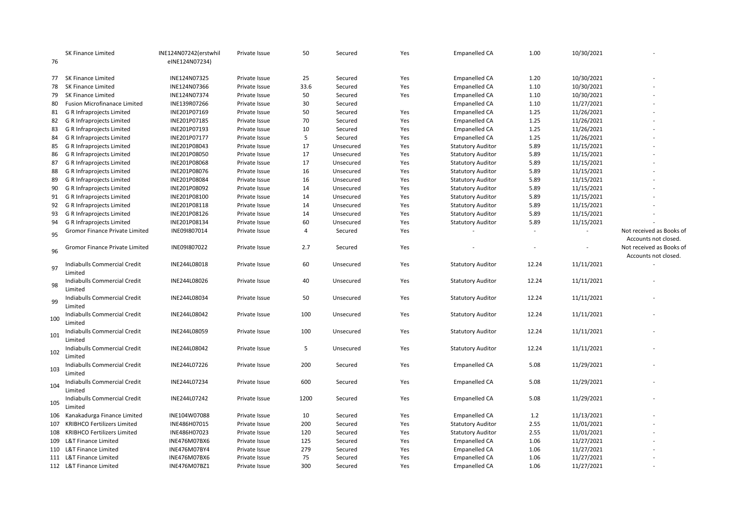| | | | | | | | | | |
|---|---|---|---|---|---|---|---|---|---|
| 76 | SK Finance Limited | INE124N07242(erstwhil eINE124N07234) | Private Issue | 50 | Secured | Yes | Empanelled CA | 1.00 | 10/30/2021 | - |
| 77 | SK Finance Limited | INE124N07325 | Private Issue | 25 | Secured | Yes | Empanelled CA | 1.20 | 10/30/2021 | - |
| 78 | SK Finance Limited | INE124N07366 | Private Issue | 33.6 | Secured | Yes | Empanelled CA | 1.10 | 10/30/2021 | - |
| 79 | SK Finance Limited | INE124N07374 | Private Issue | 50 | Secured | Yes | Empanelled CA | 1.10 | 10/30/2021 | - |
| 80 | Fusion Microfinanace Limited | INE139R07266 | Private Issue | 30 | Secured | | Empanelled CA | 1.10 | 11/27/2021 | - |
| 81 | G R Infraprojects Limited | INE201P07169 | Private Issue | 50 | Secured | Yes | Empanelled CA | 1.25 | 11/26/2021 | - |
| 82 | G R Infraprojects Limited | INE201P07185 | Private Issue | 70 | Secured | Yes | Empanelled CA | 1.25 | 11/26/2021 | - |
| 83 | G R Infraprojects Limited | INE201P07193 | Private Issue | 10 | Secured | Yes | Empanelled CA | 1.25 | 11/26/2021 | - |
| 84 | G R Infraprojects Limited | INE201P07177 | Private Issue | 5 | Secured | Yes | Empanelled CA | 1.25 | 11/26/2021 | - |
| 85 | G R Infraprojects Limited | INE201P08043 | Private Issue | 17 | Unsecured | Yes | Statutory Auditor | 5.89 | 11/15/2021 | - |
| 86 | G R Infraprojects Limited | INE201P08050 | Private Issue | 17 | Unsecured | Yes | Statutory Auditor | 5.89 | 11/15/2021 | - |
| 87 | G R Infraprojects Limited | INE201P08068 | Private Issue | 17 | Unsecured | Yes | Statutory Auditor | 5.89 | 11/15/2021 | - |
| 88 | G R Infraprojects Limited | INE201P08076 | Private Issue | 16 | Unsecured | Yes | Statutory Auditor | 5.89 | 11/15/2021 | - |
| 89 | G R Infraprojects Limited | INE201P08084 | Private Issue | 16 | Unsecured | Yes | Statutory Auditor | 5.89 | 11/15/2021 | - |
| 90 | G R Infraprojects Limited | INE201P08092 | Private Issue | 14 | Unsecured | Yes | Statutory Auditor | 5.89 | 11/15/2021 | - |
| 91 | G R Infraprojects Limited | INE201P08100 | Private Issue | 14 | Unsecured | Yes | Statutory Auditor | 5.89 | 11/15/2021 | - |
| 92 | G R Infraprojects Limited | INE201P08118 | Private Issue | 14 | Unsecured | Yes | Statutory Auditor | 5.89 | 11/15/2021 | - |
| 93 | G R Infraprojects Limited | INE201P08126 | Private Issue | 14 | Unsecured | Yes | Statutory Auditor | 5.89 | 11/15/2021 | - |
| 94 | G R Infraprojects Limited | INE201P08134 | Private Issue | 60 | Unsecured | Yes | Statutory Auditor | 5.89 | 11/15/2021 | - |
| 95 | Gromor Finance Private Limited | INE09I807014 | Private Issue | 4 | Secured | Yes | - | - | - | Not received as Books of Accounts not closed. |
| 96 | Gromor Finance Private Limited | INE09I807022 | Private Issue | 2.7 | Secured | Yes | - | - | - | Not received as Books of Accounts not closed. |
| 97 | Indiabulls Commercial Credit Limited | INE244L08018 | Private Issue | 60 | Unsecured | Yes | Statutory Auditor | 12.24 | 11/11/2021 | - |
| 98 | Indiabulls Commercial Credit Limited | INE244L08026 | Private Issue | 40 | Unsecured | Yes | Statutory Auditor | 12.24 | 11/11/2021 | - |
| 99 | Indiabulls Commercial Credit Limited | INE244L08034 | Private Issue | 50 | Unsecured | Yes | Statutory Auditor | 12.24 | 11/11/2021 | - |
| 100 | Indiabulls Commercial Credit Limited | INE244L08042 | Private Issue | 100 | Unsecured | Yes | Statutory Auditor | 12.24 | 11/11/2021 | - |
| 101 | Indiabulls Commercial Credit Limited | INE244L08059 | Private Issue | 100 | Unsecured | Yes | Statutory Auditor | 12.24 | 11/11/2021 | - |
| 102 | Indiabulls Commercial Credit Limited | INE244L08042 | Private Issue | 5 | Unsecured | Yes | Statutory Auditor | 12.24 | 11/11/2021 | - |
| 103 | Indiabulls Commercial Credit Limited | INE244L07226 | Private Issue | 200 | Secured | Yes | Empanelled CA | 5.08 | 11/29/2021 | - |
| 104 | Indiabulls Commercial Credit Limited | INE244L07234 | Private Issue | 600 | Secured | Yes | Empanelled CA | 5.08 | 11/29/2021 | - |
| 105 | Indiabulls Commercial Credit Limited | INE244L07242 | Private Issue | 1200 | Secured | Yes | Empanelled CA | 5.08 | 11/29/2021 | - |
| 106 | Kanakadurga Finance Limited | INE104W07088 | Private Issue | 10 | Secured | Yes | Empanelled CA | 1.2 | 11/13/2021 | - |
| 107 | KRIBHCO Fertilizers Limited | INE486H07015 | Private Issue | 200 | Secured | Yes | Statutory Auditor | 2.55 | 11/01/2021 | - |
| 108 | KRIBHCO Fertilizers Limited | INE486H07023 | Private Issue | 120 | Secured | Yes | Statutory Auditor | 2.55 | 11/01/2021 | - |
| 109 | L&T Finance Limited | INE476M07BX6 | Private Issue | 125 | Secured | Yes | Empanelled CA | 1.06 | 11/27/2021 | - |
| 110 | L&T Finance Limited | INE476M07BY4 | Private Issue | 279 | Secured | Yes | Empanelled CA | 1.06 | 11/27/2021 | - |
| 111 | L&T Finance Limited | INE476M07BX6 | Private Issue | 75 | Secured | Yes | Empanelled CA | 1.06 | 11/27/2021 | - |
| 112 | L&T Finance Limited | INE476M07BZ1 | Private Issue | 300 | Secured | Yes | Empanelled CA | 1.06 | 11/27/2021 | - |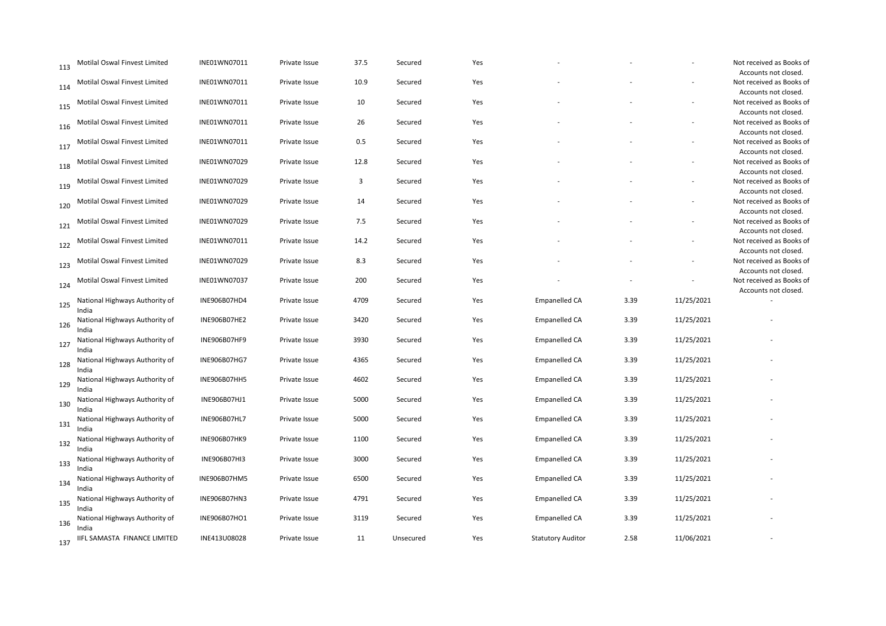| | | | | | | | | | | |
|---|---|---|---|---|---|---|---|---|---|---|
| 113 | Motilal Oswal Finvest Limited | INE01WN07011 | Private Issue | 37.5 | Secured | Yes | - | - | - | Not received as Books of Accounts not closed. |
| 114 | Motilal Oswal Finvest Limited | INE01WN07011 | Private Issue | 10.9 | Secured | Yes | - | - | - | Not received as Books of Accounts not closed. |
| 115 | Motilal Oswal Finvest Limited | INE01WN07011 | Private Issue | 10 | Secured | Yes | - | - | - | Not received as Books of Accounts not closed. |
| 116 | Motilal Oswal Finvest Limited | INE01WN07011 | Private Issue | 26 | Secured | Yes | - | - | - | Not received as Books of Accounts not closed. |
| 117 | Motilal Oswal Finvest Limited | INE01WN07011 | Private Issue | 0.5 | Secured | Yes | - | - | - | Not received as Books of Accounts not closed. |
| 118 | Motilal Oswal Finvest Limited | INE01WN07029 | Private Issue | 12.8 | Secured | Yes | - | - | - | Not received as Books of Accounts not closed. |
| 119 | Motilal Oswal Finvest Limited | INE01WN07029 | Private Issue | 3 | Secured | Yes | - | - | - | Not received as Books of Accounts not closed. |
| 120 | Motilal Oswal Finvest Limited | INE01WN07029 | Private Issue | 14 | Secured | Yes | - | - | - | Not received as Books of Accounts not closed. |
| 121 | Motilal Oswal Finvest Limited | INE01WN07029 | Private Issue | 7.5 | Secured | Yes | - | - | - | Not received as Books of Accounts not closed. |
| 122 | Motilal Oswal Finvest Limited | INE01WN07011 | Private Issue | 14.2 | Secured | Yes | - | - | - | Not received as Books of Accounts not closed. |
| 123 | Motilal Oswal Finvest Limited | INE01WN07029 | Private Issue | 8.3 | Secured | Yes | - | - | - | Not received as Books of Accounts not closed. |
| 124 | Motilal Oswal Finvest Limited | INE01WN07037 | Private Issue | 200 | Secured | Yes | - | - | - | Not received as Books of Accounts not closed. |
| 125 | National Highways Authority of India | INE906B07HD4 | Private Issue | 4709 | Secured | Yes | Empanelled CA | 3.39 | 11/25/2021 | - |
| 126 | National Highways Authority of India | INE906B07HE2 | Private Issue | 3420 | Secured | Yes | Empanelled CA | 3.39 | 11/25/2021 | - |
| 127 | National Highways Authority of India | INE906B07HF9 | Private Issue | 3930 | Secured | Yes | Empanelled CA | 3.39 | 11/25/2021 | - |
| 128 | National Highways Authority of India | INE906B07HG7 | Private Issue | 4365 | Secured | Yes | Empanelled CA | 3.39 | 11/25/2021 | - |
| 129 | National Highways Authority of India | INE906B07HH5 | Private Issue | 4602 | Secured | Yes | Empanelled CA | 3.39 | 11/25/2021 | - |
| 130 | National Highways Authority of India | INE906B07HJ1 | Private Issue | 5000 | Secured | Yes | Empanelled CA | 3.39 | 11/25/2021 | - |
| 131 | National Highways Authority of India | INE906B07HL7 | Private Issue | 5000 | Secured | Yes | Empanelled CA | 3.39 | 11/25/2021 | - |
| 132 | National Highways Authority of India | INE906B07HK9 | Private Issue | 1100 | Secured | Yes | Empanelled CA | 3.39 | 11/25/2021 | - |
| 133 | National Highways Authority of India | INE906B07HI3 | Private Issue | 3000 | Secured | Yes | Empanelled CA | 3.39 | 11/25/2021 | - |
| 134 | National Highways Authority of India | INE906B07HM5 | Private Issue | 6500 | Secured | Yes | Empanelled CA | 3.39 | 11/25/2021 | - |
| 135 | National Highways Authority of India | INE906B07HN3 | Private Issue | 4791 | Secured | Yes | Empanelled CA | 3.39 | 11/25/2021 | - |
| 136 | National Highways Authority of India | INE906B07HO1 | Private Issue | 3119 | Secured | Yes | Empanelled CA | 3.39 | 11/25/2021 | - |
| 137 | IIFL SAMASTA FINANCE LIMITED | INE413U08028 | Private Issue | 11 | Unsecured | Yes | Statutory Auditor | 2.58 | 11/06/2021 | - |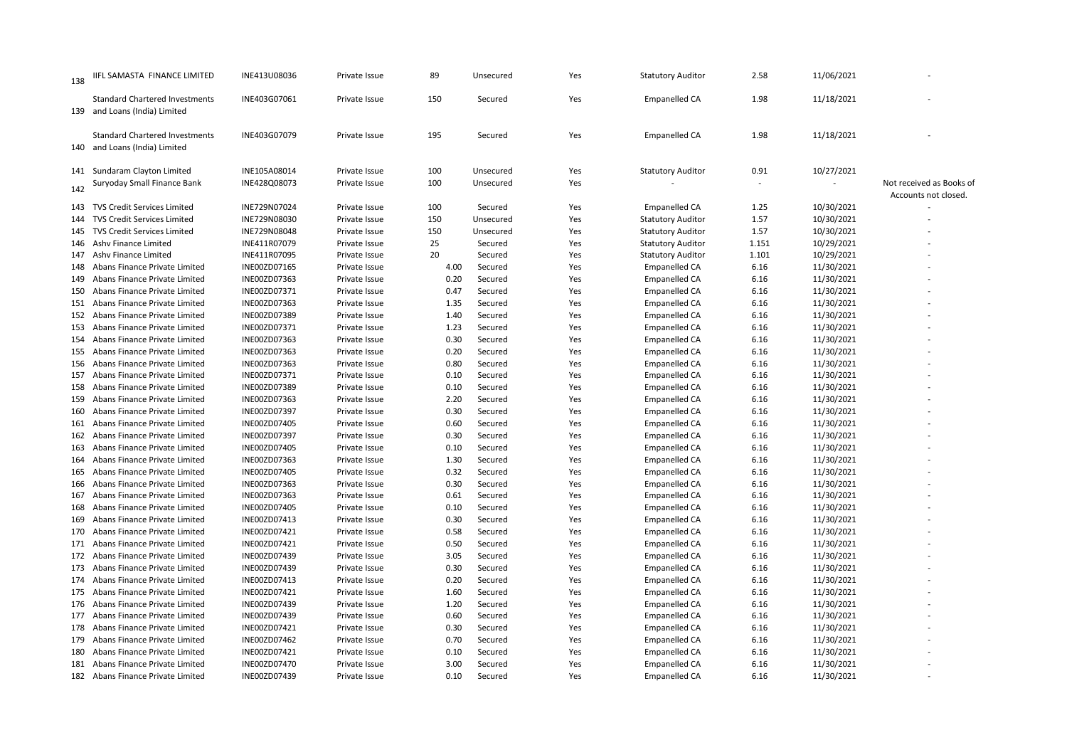| 138 | IIFL SAMASTA FINANCE LIMITED | INE413U08036 | Private Issue | 89 | Unsecured | Yes | Statutory Auditor | 2.58 | 11/06/2021 | - |
|---|---|---|---|---|---|---|---|---|---|---|
| 139 | Standard Chartered Investments and Loans (India) Limited | INE403G07061 | Private Issue | 150 | Secured | Yes | Empanelled CA | 1.98 | 11/18/2021 | - |
| 140 | Standard Chartered Investments and Loans (India) Limited | INE403G07079 | Private Issue | 195 | Secured | Yes | Empanelled CA | 1.98 | 11/18/2021 | - |
| 141 | Sundaram Clayton Limited | INE105A08014 | Private Issue | 100 | Unsecured | Yes | Statutory Auditor | 0.91 | 10/27/2021 | |
| 142 | Suryoday Small Finance Bank | INE428Q08073 | Private Issue | 100 | Unsecured | Yes | - | - | - | Not received as Books of Accounts not closed. |
| 143 | TVS Credit Services Limited | INE729N07024 | Private Issue | 100 | Secured | Yes | Empanelled CA | 1.25 | 10/30/2021 | - |
| 144 | TVS Credit Services Limited | INE729N08030 | Private Issue | 150 | Unsecured | Yes | Statutory Auditor | 1.57 | 10/30/2021 | - |
| 145 | TVS Credit Services Limited | INE729N08048 | Private Issue | 150 | Unsecured | Yes | Statutory Auditor | 1.57 | 10/30/2021 | - |
| 146 | Ashv Finance Limited | INE411R07079 | Private Issue | 25 | Secured | Yes | Statutory Auditor | 1.151 | 10/29/2021 | - |
| 147 | Ashv Finance Limited | INE411R07095 | Private Issue | 20 | Secured | Yes | Statutory Auditor | 1.101 | 10/29/2021 | - |
| 148 | Abans Finance Private Limited | INE00ZD07165 | Private Issue | 4.00 | Secured | Yes | Empanelled CA | 6.16 | 11/30/2021 | - |
| 149 | Abans Finance Private Limited | INE00ZD07363 | Private Issue | 0.20 | Secured | Yes | Empanelled CA | 6.16 | 11/30/2021 | - |
| 150 | Abans Finance Private Limited | INE00ZD07371 | Private Issue | 0.47 | Secured | Yes | Empanelled CA | 6.16 | 11/30/2021 | - |
| 151 | Abans Finance Private Limited | INE00ZD07363 | Private Issue | 1.35 | Secured | Yes | Empanelled CA | 6.16 | 11/30/2021 | - |
| 152 | Abans Finance Private Limited | INE00ZD07389 | Private Issue | 1.40 | Secured | Yes | Empanelled CA | 6.16 | 11/30/2021 | - |
| 153 | Abans Finance Private Limited | INE00ZD07371 | Private Issue | 1.23 | Secured | Yes | Empanelled CA | 6.16 | 11/30/2021 | - |
| 154 | Abans Finance Private Limited | INE00ZD07363 | Private Issue | 0.30 | Secured | Yes | Empanelled CA | 6.16 | 11/30/2021 | - |
| 155 | Abans Finance Private Limited | INE00ZD07363 | Private Issue | 0.20 | Secured | Yes | Empanelled CA | 6.16 | 11/30/2021 | - |
| 156 | Abans Finance Private Limited | INE00ZD07363 | Private Issue | 0.80 | Secured | Yes | Empanelled CA | 6.16 | 11/30/2021 | - |
| 157 | Abans Finance Private Limited | INE00ZD07371 | Private Issue | 0.10 | Secured | Yes | Empanelled CA | 6.16 | 11/30/2021 | - |
| 158 | Abans Finance Private Limited | INE00ZD07389 | Private Issue | 0.10 | Secured | Yes | Empanelled CA | 6.16 | 11/30/2021 | - |
| 159 | Abans Finance Private Limited | INE00ZD07363 | Private Issue | 2.20 | Secured | Yes | Empanelled CA | 6.16 | 11/30/2021 | - |
| 160 | Abans Finance Private Limited | INE00ZD07397 | Private Issue | 0.30 | Secured | Yes | Empanelled CA | 6.16 | 11/30/2021 | - |
| 161 | Abans Finance Private Limited | INE00ZD07405 | Private Issue | 0.60 | Secured | Yes | Empanelled CA | 6.16 | 11/30/2021 | - |
| 162 | Abans Finance Private Limited | INE00ZD07397 | Private Issue | 0.30 | Secured | Yes | Empanelled CA | 6.16 | 11/30/2021 | - |
| 163 | Abans Finance Private Limited | INE00ZD07405 | Private Issue | 0.10 | Secured | Yes | Empanelled CA | 6.16 | 11/30/2021 | - |
| 164 | Abans Finance Private Limited | INE00ZD07363 | Private Issue | 1.30 | Secured | Yes | Empanelled CA | 6.16 | 11/30/2021 | - |
| 165 | Abans Finance Private Limited | INE00ZD07405 | Private Issue | 0.32 | Secured | Yes | Empanelled CA | 6.16 | 11/30/2021 | - |
| 166 | Abans Finance Private Limited | INE00ZD07363 | Private Issue | 0.30 | Secured | Yes | Empanelled CA | 6.16 | 11/30/2021 | - |
| 167 | Abans Finance Private Limited | INE00ZD07363 | Private Issue | 0.61 | Secured | Yes | Empanelled CA | 6.16 | 11/30/2021 | - |
| 168 | Abans Finance Private Limited | INE00ZD07405 | Private Issue | 0.10 | Secured | Yes | Empanelled CA | 6.16 | 11/30/2021 | - |
| 169 | Abans Finance Private Limited | INE00ZD07413 | Private Issue | 0.30 | Secured | Yes | Empanelled CA | 6.16 | 11/30/2021 | - |
| 170 | Abans Finance Private Limited | INE00ZD07421 | Private Issue | 0.58 | Secured | Yes | Empanelled CA | 6.16 | 11/30/2021 | - |
| 171 | Abans Finance Private Limited | INE00ZD07421 | Private Issue | 0.50 | Secured | Yes | Empanelled CA | 6.16 | 11/30/2021 | - |
| 172 | Abans Finance Private Limited | INE00ZD07439 | Private Issue | 3.05 | Secured | Yes | Empanelled CA | 6.16 | 11/30/2021 | - |
| 173 | Abans Finance Private Limited | INE00ZD07439 | Private Issue | 0.30 | Secured | Yes | Empanelled CA | 6.16 | 11/30/2021 | - |
| 174 | Abans Finance Private Limited | INE00ZD07413 | Private Issue | 0.20 | Secured | Yes | Empanelled CA | 6.16 | 11/30/2021 | - |
| 175 | Abans Finance Private Limited | INE00ZD07421 | Private Issue | 1.60 | Secured | Yes | Empanelled CA | 6.16 | 11/30/2021 | - |
| 176 | Abans Finance Private Limited | INE00ZD07439 | Private Issue | 1.20 | Secured | Yes | Empanelled CA | 6.16 | 11/30/2021 | - |
| 177 | Abans Finance Private Limited | INE00ZD07439 | Private Issue | 0.60 | Secured | Yes | Empanelled CA | 6.16 | 11/30/2021 | - |
| 178 | Abans Finance Private Limited | INE00ZD07421 | Private Issue | 0.30 | Secured | Yes | Empanelled CA | 6.16 | 11/30/2021 | - |
| 179 | Abans Finance Private Limited | INE00ZD07462 | Private Issue | 0.70 | Secured | Yes | Empanelled CA | 6.16 | 11/30/2021 | - |
| 180 | Abans Finance Private Limited | INE00ZD07421 | Private Issue | 0.10 | Secured | Yes | Empanelled CA | 6.16 | 11/30/2021 | - |
| 181 | Abans Finance Private Limited | INE00ZD07470 | Private Issue | 3.00 | Secured | Yes | Empanelled CA | 6.16 | 11/30/2021 | - |
| 182 | Abans Finance Private Limited | INE00ZD07439 | Private Issue | 0.10 | Secured | Yes | Empanelled CA | 6.16 | 11/30/2021 | - |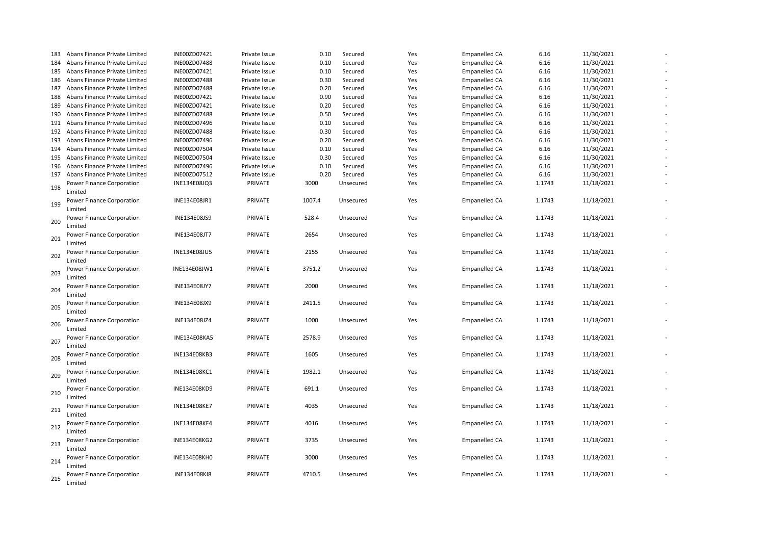| | | | | | | | | | | |
|---|---|---|---|---|---|---|---|---|---|---|
| 183 | Abans Finance Private Limited | INE00ZD07421 | Private Issue | 0.10 | Secured | Yes | Empanelled CA | 6.16 | 11/30/2021 | - |
| 184 | Abans Finance Private Limited | INE00ZD07488 | Private Issue | 0.10 | Secured | Yes | Empanelled CA | 6.16 | 11/30/2021 | - |
| 185 | Abans Finance Private Limited | INE00ZD07421 | Private Issue | 0.10 | Secured | Yes | Empanelled CA | 6.16 | 11/30/2021 | - |
| 186 | Abans Finance Private Limited | INE00ZD07488 | Private Issue | 0.30 | Secured | Yes | Empanelled CA | 6.16 | 11/30/2021 | - |
| 187 | Abans Finance Private Limited | INE00ZD07488 | Private Issue | 0.20 | Secured | Yes | Empanelled CA | 6.16 | 11/30/2021 | - |
| 188 | Abans Finance Private Limited | INE00ZD07421 | Private Issue | 0.90 | Secured | Yes | Empanelled CA | 6.16 | 11/30/2021 | - |
| 189 | Abans Finance Private Limited | INE00ZD07421 | Private Issue | 0.20 | Secured | Yes | Empanelled CA | 6.16 | 11/30/2021 | - |
| 190 | Abans Finance Private Limited | INE00ZD07488 | Private Issue | 0.50 | Secured | Yes | Empanelled CA | 6.16 | 11/30/2021 | - |
| 191 | Abans Finance Private Limited | INE00ZD07496 | Private Issue | 0.10 | Secured | Yes | Empanelled CA | 6.16 | 11/30/2021 | - |
| 192 | Abans Finance Private Limited | INE00ZD07488 | Private Issue | 0.30 | Secured | Yes | Empanelled CA | 6.16 | 11/30/2021 | - |
| 193 | Abans Finance Private Limited | INE00ZD07496 | Private Issue | 0.20 | Secured | Yes | Empanelled CA | 6.16 | 11/30/2021 | - |
| 194 | Abans Finance Private Limited | INE00ZD07504 | Private Issue | 0.10 | Secured | Yes | Empanelled CA | 6.16 | 11/30/2021 | - |
| 195 | Abans Finance Private Limited | INE00ZD07504 | Private Issue | 0.30 | Secured | Yes | Empanelled CA | 6.16 | 11/30/2021 | - |
| 196 | Abans Finance Private Limited | INE00ZD07496 | Private Issue | 0.10 | Secured | Yes | Empanelled CA | 6.16 | 11/30/2021 | - |
| 197 | Abans Finance Private Limited | INE00ZD07512 | Private Issue | 0.20 | Secured | Yes | Empanelled CA | 6.16 | 11/30/2021 | - |
| 198 | Power Finance Corporation Limited | INE134E08JQ3 | PRIVATE | 3000 | Unsecured | Yes | Empanelled CA | 1.1743 | 11/18/2021 | - |
| 199 | Power Finance Corporation Limited | INE134E08JR1 | PRIVATE | 1007.4 | Unsecured | Yes | Empanelled CA | 1.1743 | 11/18/2021 | - |
| 200 | Power Finance Corporation Limited | INE134E08JS9 | PRIVATE | 528.4 | Unsecured | Yes | Empanelled CA | 1.1743 | 11/18/2021 | - |
| 201 | Power Finance Corporation Limited | INE134E08JT7 | PRIVATE | 2654 | Unsecured | Yes | Empanelled CA | 1.1743 | 11/18/2021 | - |
| 202 | Power Finance Corporation Limited | INE134E08JU5 | PRIVATE | 2155 | Unsecured | Yes | Empanelled CA | 1.1743 | 11/18/2021 | - |
| 203 | Power Finance Corporation Limited | INE134E08JW1 | PRIVATE | 3751.2 | Unsecured | Yes | Empanelled CA | 1.1743 | 11/18/2021 | - |
| 204 | Power Finance Corporation Limited | INE134E08JY7 | PRIVATE | 2000 | Unsecured | Yes | Empanelled CA | 1.1743 | 11/18/2021 | - |
| 205 | Power Finance Corporation Limited | INE134E08JX9 | PRIVATE | 2411.5 | Unsecured | Yes | Empanelled CA | 1.1743 | 11/18/2021 | - |
| 206 | Power Finance Corporation Limited | INE134E08JZ4 | PRIVATE | 1000 | Unsecured | Yes | Empanelled CA | 1.1743 | 11/18/2021 | - |
| 207 | Power Finance Corporation Limited | INE134E08KA5 | PRIVATE | 2578.9 | Unsecured | Yes | Empanelled CA | 1.1743 | 11/18/2021 | - |
| 208 | Power Finance Corporation Limited | INE134E08KB3 | PRIVATE | 1605 | Unsecured | Yes | Empanelled CA | 1.1743 | 11/18/2021 | - |
| 209 | Power Finance Corporation Limited | INE134E08KC1 | PRIVATE | 1982.1 | Unsecured | Yes | Empanelled CA | 1.1743 | 11/18/2021 | - |
| 210 | Power Finance Corporation Limited | INE134E08KD9 | PRIVATE | 691.1 | Unsecured | Yes | Empanelled CA | 1.1743 | 11/18/2021 | - |
| 211 | Power Finance Corporation Limited | INE134E08KE7 | PRIVATE | 4035 | Unsecured | Yes | Empanelled CA | 1.1743 | 11/18/2021 | - |
| 212 | Power Finance Corporation Limited | INE134E08KF4 | PRIVATE | 4016 | Unsecured | Yes | Empanelled CA | 1.1743 | 11/18/2021 | - |
| 213 | Power Finance Corporation Limited | INE134E08KG2 | PRIVATE | 3735 | Unsecured | Yes | Empanelled CA | 1.1743 | 11/18/2021 | - |
| 214 | Power Finance Corporation Limited | INE134E08KH0 | PRIVATE | 3000 | Unsecured | Yes | Empanelled CA | 1.1743 | 11/18/2021 | - |
| 215 | Power Finance Corporation Limited | INE134E08KI8 | PRIVATE | 4710.5 | Unsecured | Yes | Empanelled CA | 1.1743 | 11/18/2021 | - |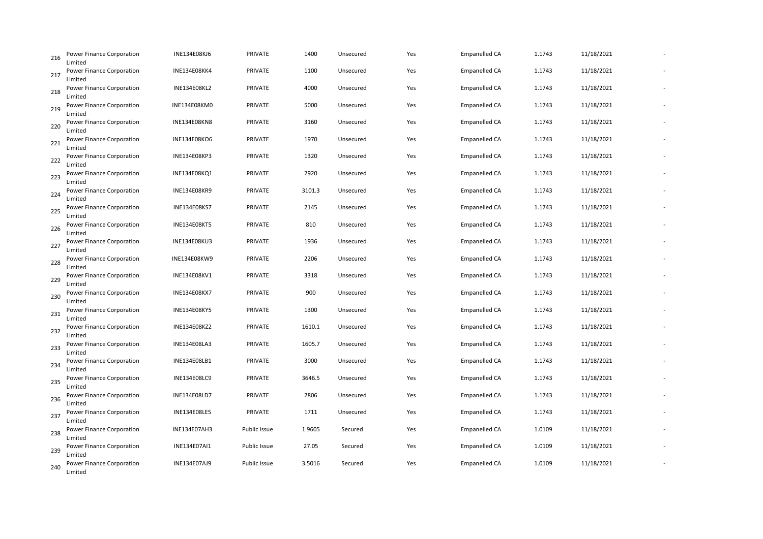| | | | | | | | | | |
|---|---|---|---|---|---|---|---|---|---|
| 216 | Power Finance Corporation Limited | INE134E08KJ6 | PRIVATE | 1400 | Unsecured | Yes | Empanelled CA | 1.1743 | 11/18/2021 | - |
| 217 | Power Finance Corporation Limited | INE134E08KK4 | PRIVATE | 1100 | Unsecured | Yes | Empanelled CA | 1.1743 | 11/18/2021 | - |
| 218 | Power Finance Corporation Limited | INE134E08KL2 | PRIVATE | 4000 | Unsecured | Yes | Empanelled CA | 1.1743 | 11/18/2021 | - |
| 219 | Power Finance Corporation Limited | INE134E08KM0 | PRIVATE | 5000 | Unsecured | Yes | Empanelled CA | 1.1743 | 11/18/2021 | - |
| 220 | Power Finance Corporation Limited | INE134E08KN8 | PRIVATE | 3160 | Unsecured | Yes | Empanelled CA | 1.1743 | 11/18/2021 | - |
| 221 | Power Finance Corporation Limited | INE134E08KO6 | PRIVATE | 1970 | Unsecured | Yes | Empanelled CA | 1.1743 | 11/18/2021 | - |
| 222 | Power Finance Corporation Limited | INE134E08KP3 | PRIVATE | 1320 | Unsecured | Yes | Empanelled CA | 1.1743 | 11/18/2021 | - |
| 223 | Power Finance Corporation Limited | INE134E08KQ1 | PRIVATE | 2920 | Unsecured | Yes | Empanelled CA | 1.1743 | 11/18/2021 | - |
| 224 | Power Finance Corporation Limited | INE134E08KR9 | PRIVATE | 3101.3 | Unsecured | Yes | Empanelled CA | 1.1743 | 11/18/2021 | - |
| 225 | Power Finance Corporation Limited | INE134E08KS7 | PRIVATE | 2145 | Unsecured | Yes | Empanelled CA | 1.1743 | 11/18/2021 | - |
| 226 | Power Finance Corporation Limited | INE134E08KT5 | PRIVATE | 810 | Unsecured | Yes | Empanelled CA | 1.1743 | 11/18/2021 | - |
| 227 | Power Finance Corporation Limited | INE134E08KU3 | PRIVATE | 1936 | Unsecured | Yes | Empanelled CA | 1.1743 | 11/18/2021 | - |
| 228 | Power Finance Corporation Limited | INE134E08KW9 | PRIVATE | 2206 | Unsecured | Yes | Empanelled CA | 1.1743 | 11/18/2021 | - |
| 229 | Power Finance Corporation Limited | INE134E08KV1 | PRIVATE | 3318 | Unsecured | Yes | Empanelled CA | 1.1743 | 11/18/2021 | - |
| 230 | Power Finance Corporation Limited | INE134E08KX7 | PRIVATE | 900 | Unsecured | Yes | Empanelled CA | 1.1743 | 11/18/2021 | - |
| 231 | Power Finance Corporation Limited | INE134E08KY5 | PRIVATE | 1300 | Unsecured | Yes | Empanelled CA | 1.1743 | 11/18/2021 | - |
| 232 | Power Finance Corporation Limited | INE134E08KZ2 | PRIVATE | 1610.1 | Unsecured | Yes | Empanelled CA | 1.1743 | 11/18/2021 | - |
| 233 | Power Finance Corporation Limited | INE134E08LA3 | PRIVATE | 1605.7 | Unsecured | Yes | Empanelled CA | 1.1743 | 11/18/2021 | - |
| 234 | Power Finance Corporation Limited | INE134E08LB1 | PRIVATE | 3000 | Unsecured | Yes | Empanelled CA | 1.1743 | 11/18/2021 | - |
| 235 | Power Finance Corporation Limited | INE134E08LC9 | PRIVATE | 3646.5 | Unsecured | Yes | Empanelled CA | 1.1743 | 11/18/2021 | - |
| 236 | Power Finance Corporation Limited | INE134E08LD7 | PRIVATE | 2806 | Unsecured | Yes | Empanelled CA | 1.1743 | 11/18/2021 | - |
| 237 | Power Finance Corporation Limited | INE134E08LE5 | PRIVATE | 1711 | Unsecured | Yes | Empanelled CA | 1.1743 | 11/18/2021 | - |
| 238 | Power Finance Corporation Limited | INE134E07AH3 | Public Issue | 1.9605 | Secured | Yes | Empanelled CA | 1.0109 | 11/18/2021 | - |
| 239 | Power Finance Corporation Limited | INE134E07AI1 | Public Issue | 27.05 | Secured | Yes | Empanelled CA | 1.0109 | 11/18/2021 | - |
| 240 | Power Finance Corporation Limited | INE134E07AJ9 | Public Issue | 3.5016 | Secured | Yes | Empanelled CA | 1.0109 | 11/18/2021 | - |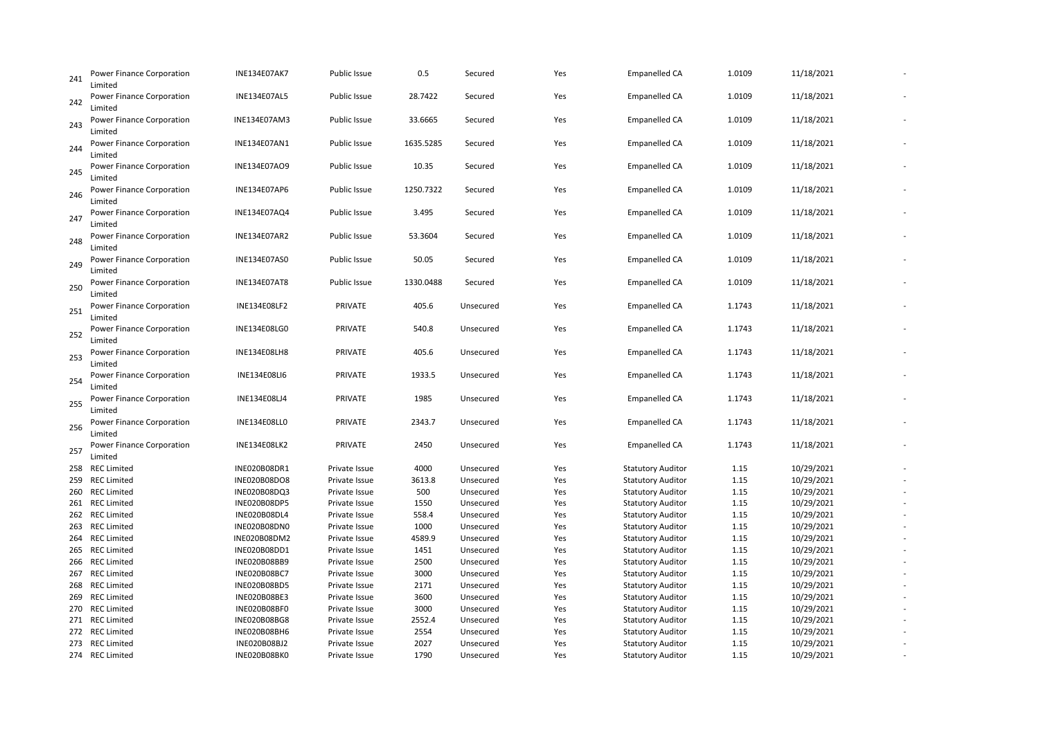| | | | | | | | | | | |
|---|---|---|---|---|---|---|---|---|---|---|
| 241 | Power Finance Corporation Limited | INE134E07AK7 | Public Issue | 0.5 | Secured | Yes | Empanelled CA | 1.0109 | 11/18/2021 | - |
| 242 | Power Finance Corporation Limited | INE134E07AL5 | Public Issue | 28.7422 | Secured | Yes | Empanelled CA | 1.0109 | 11/18/2021 | - |
| 243 | Power Finance Corporation Limited | INE134E07AM3 | Public Issue | 33.6665 | Secured | Yes | Empanelled CA | 1.0109 | 11/18/2021 | - |
| 244 | Power Finance Corporation Limited | INE134E07AN1 | Public Issue | 1635.5285 | Secured | Yes | Empanelled CA | 1.0109 | 11/18/2021 | - |
| 245 | Power Finance Corporation Limited | INE134E07AO9 | Public Issue | 10.35 | Secured | Yes | Empanelled CA | 1.0109 | 11/18/2021 | - |
| 246 | Power Finance Corporation Limited | INE134E07AP6 | Public Issue | 1250.7322 | Secured | Yes | Empanelled CA | 1.0109 | 11/18/2021 | - |
| 247 | Power Finance Corporation Limited | INE134E07AQ4 | Public Issue | 3.495 | Secured | Yes | Empanelled CA | 1.0109 | 11/18/2021 | - |
| 248 | Power Finance Corporation Limited | INE134E07AR2 | Public Issue | 53.3604 | Secured | Yes | Empanelled CA | 1.0109 | 11/18/2021 | - |
| 249 | Power Finance Corporation Limited | INE134E07AS0 | Public Issue | 50.05 | Secured | Yes | Empanelled CA | 1.0109 | 11/18/2021 | - |
| 250 | Power Finance Corporation Limited | INE134E07AT8 | Public Issue | 1330.0488 | Secured | Yes | Empanelled CA | 1.0109 | 11/18/2021 | - |
| 251 | Power Finance Corporation Limited | INE134E08LF2 | PRIVATE | 405.6 | Unsecured | Yes | Empanelled CA | 1.1743 | 11/18/2021 | - |
| 252 | Power Finance Corporation Limited | INE134E08LG0 | PRIVATE | 540.8 | Unsecured | Yes | Empanelled CA | 1.1743 | 11/18/2021 | - |
| 253 | Power Finance Corporation Limited | INE134E08LH8 | PRIVATE | 405.6 | Unsecured | Yes | Empanelled CA | 1.1743 | 11/18/2021 | - |
| 254 | Power Finance Corporation Limited | INE134E08LI6 | PRIVATE | 1933.5 | Unsecured | Yes | Empanelled CA | 1.1743 | 11/18/2021 | - |
| 255 | Power Finance Corporation Limited | INE134E08LJ4 | PRIVATE | 1985 | Unsecured | Yes | Empanelled CA | 1.1743 | 11/18/2021 | - |
| 256 | Power Finance Corporation Limited | INE134E08LL0 | PRIVATE | 2343.7 | Unsecured | Yes | Empanelled CA | 1.1743 | 11/18/2021 | - |
| 257 | Power Finance Corporation Limited | INE134E08LK2 | PRIVATE | 2450 | Unsecured | Yes | Empanelled CA | 1.1743 | 11/18/2021 | - |
| 258 | REC Limited | INE020B08DR1 | Private Issue | 4000 | Unsecured | Yes | Statutory Auditor | 1.15 | 10/29/2021 | - |
| 259 | REC Limited | INE020B08DO8 | Private Issue | 3613.8 | Unsecured | Yes | Statutory Auditor | 1.15 | 10/29/2021 | - |
| 260 | REC Limited | INE020B08DQ3 | Private Issue | 500 | Unsecured | Yes | Statutory Auditor | 1.15 | 10/29/2021 | - |
| 261 | REC Limited | INE020B08DP5 | Private Issue | 1550 | Unsecured | Yes | Statutory Auditor | 1.15 | 10/29/2021 | - |
| 262 | REC Limited | INE020B08DL4 | Private Issue | 558.4 | Unsecured | Yes | Statutory Auditor | 1.15 | 10/29/2021 | - |
| 263 | REC Limited | INE020B08DN0 | Private Issue | 1000 | Unsecured | Yes | Statutory Auditor | 1.15 | 10/29/2021 | - |
| 264 | REC Limited | INE020B08DM2 | Private Issue | 4589.9 | Unsecured | Yes | Statutory Auditor | 1.15 | 10/29/2021 | - |
| 265 | REC Limited | INE020B08DD1 | Private Issue | 1451 | Unsecured | Yes | Statutory Auditor | 1.15 | 10/29/2021 | - |
| 266 | REC Limited | INE020B08BB9 | Private Issue | 2500 | Unsecured | Yes | Statutory Auditor | 1.15 | 10/29/2021 | - |
| 267 | REC Limited | INE020B08BC7 | Private Issue | 3000 | Unsecured | Yes | Statutory Auditor | 1.15 | 10/29/2021 | - |
| 268 | REC Limited | INE020B08BD5 | Private Issue | 2171 | Unsecured | Yes | Statutory Auditor | 1.15 | 10/29/2021 | - |
| 269 | REC Limited | INE020B08BE3 | Private Issue | 3600 | Unsecured | Yes | Statutory Auditor | 1.15 | 10/29/2021 | - |
| 270 | REC Limited | INE020B08BF0 | Private Issue | 3000 | Unsecured | Yes | Statutory Auditor | 1.15 | 10/29/2021 | - |
| 271 | REC Limited | INE020B08BG8 | Private Issue | 2552.4 | Unsecured | Yes | Statutory Auditor | 1.15 | 10/29/2021 | - |
| 272 | REC Limited | INE020B08BH6 | Private Issue | 2554 | Unsecured | Yes | Statutory Auditor | 1.15 | 10/29/2021 | - |
| 273 | REC Limited | INE020B08BJ2 | Private Issue | 2027 | Unsecured | Yes | Statutory Auditor | 1.15 | 10/29/2021 | - |
| 274 | REC Limited | INE020B08BK0 | Private Issue | 1790 | Unsecured | Yes | Statutory Auditor | 1.15 | 10/29/2021 | - |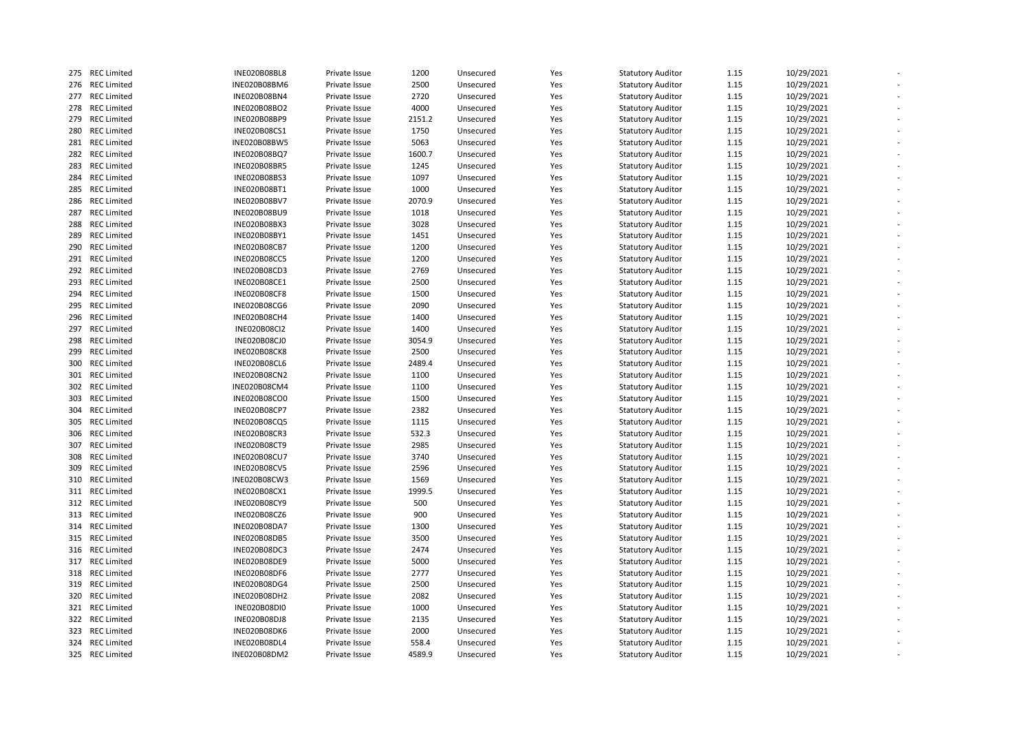| | | | | | | | | | | |
|---|---|---|---|---|---|---|---|---|---|---|
| 275 | REC Limited | INE020B08BL8 | Private Issue | 1200 | Unsecured | Yes | Statutory Auditor | 1.15 | 10/29/2021 | - |
| 276 | REC Limited | INE020B08BM6 | Private Issue | 2500 | Unsecured | Yes | Statutory Auditor | 1.15 | 10/29/2021 | - |
| 277 | REC Limited | INE020B08BN4 | Private Issue | 2720 | Unsecured | Yes | Statutory Auditor | 1.15 | 10/29/2021 | - |
| 278 | REC Limited | INE020B08BO2 | Private Issue | 4000 | Unsecured | Yes | Statutory Auditor | 1.15 | 10/29/2021 | - |
| 279 | REC Limited | INE020B08BP9 | Private Issue | 2151.2 | Unsecured | Yes | Statutory Auditor | 1.15 | 10/29/2021 | - |
| 280 | REC Limited | INE020B08CS1 | Private Issue | 1750 | Unsecured | Yes | Statutory Auditor | 1.15 | 10/29/2021 | - |
| 281 | REC Limited | INE020B08BW5 | Private Issue | 5063 | Unsecured | Yes | Statutory Auditor | 1.15 | 10/29/2021 | - |
| 282 | REC Limited | INE020B08BQ7 | Private Issue | 1600.7 | Unsecured | Yes | Statutory Auditor | 1.15 | 10/29/2021 | - |
| 283 | REC Limited | INE020B08BR5 | Private Issue | 1245 | Unsecured | Yes | Statutory Auditor | 1.15 | 10/29/2021 | - |
| 284 | REC Limited | INE020B08BS3 | Private Issue | 1097 | Unsecured | Yes | Statutory Auditor | 1.15 | 10/29/2021 | - |
| 285 | REC Limited | INE020B08BT1 | Private Issue | 1000 | Unsecured | Yes | Statutory Auditor | 1.15 | 10/29/2021 | - |
| 286 | REC Limited | INE020B08BV7 | Private Issue | 2070.9 | Unsecured | Yes | Statutory Auditor | 1.15 | 10/29/2021 | - |
| 287 | REC Limited | INE020B08BU9 | Private Issue | 1018 | Unsecured | Yes | Statutory Auditor | 1.15 | 10/29/2021 | - |
| 288 | REC Limited | INE020B08BX3 | Private Issue | 3028 | Unsecured | Yes | Statutory Auditor | 1.15 | 10/29/2021 | - |
| 289 | REC Limited | INE020B08BY1 | Private Issue | 1451 | Unsecured | Yes | Statutory Auditor | 1.15 | 10/29/2021 | - |
| 290 | REC Limited | INE020B08CB7 | Private Issue | 1200 | Unsecured | Yes | Statutory Auditor | 1.15 | 10/29/2021 | - |
| 291 | REC Limited | INE020B08CC5 | Private Issue | 1200 | Unsecured | Yes | Statutory Auditor | 1.15 | 10/29/2021 | - |
| 292 | REC Limited | INE020B08CD3 | Private Issue | 2769 | Unsecured | Yes | Statutory Auditor | 1.15 | 10/29/2021 | - |
| 293 | REC Limited | INE020B08CE1 | Private Issue | 2500 | Unsecured | Yes | Statutory Auditor | 1.15 | 10/29/2021 | - |
| 294 | REC Limited | INE020B08CF8 | Private Issue | 1500 | Unsecured | Yes | Statutory Auditor | 1.15 | 10/29/2021 | - |
| 295 | REC Limited | INE020B08CG6 | Private Issue | 2090 | Unsecured | Yes | Statutory Auditor | 1.15 | 10/29/2021 | - |
| 296 | REC Limited | INE020B08CH4 | Private Issue | 1400 | Unsecured | Yes | Statutory Auditor | 1.15 | 10/29/2021 | - |
| 297 | REC Limited | INE020B08CI2 | Private Issue | 1400 | Unsecured | Yes | Statutory Auditor | 1.15 | 10/29/2021 | - |
| 298 | REC Limited | INE020B08CJ0 | Private Issue | 3054.9 | Unsecured | Yes | Statutory Auditor | 1.15 | 10/29/2021 | - |
| 299 | REC Limited | INE020B08CK8 | Private Issue | 2500 | Unsecured | Yes | Statutory Auditor | 1.15 | 10/29/2021 | - |
| 300 | REC Limited | INE020B08CL6 | Private Issue | 2489.4 | Unsecured | Yes | Statutory Auditor | 1.15 | 10/29/2021 | - |
| 301 | REC Limited | INE020B08CN2 | Private Issue | 1100 | Unsecured | Yes | Statutory Auditor | 1.15 | 10/29/2021 | - |
| 302 | REC Limited | INE020B08CM4 | Private Issue | 1100 | Unsecured | Yes | Statutory Auditor | 1.15 | 10/29/2021 | - |
| 303 | REC Limited | INE020B08CO0 | Private Issue | 1500 | Unsecured | Yes | Statutory Auditor | 1.15 | 10/29/2021 | - |
| 304 | REC Limited | INE020B08CP7 | Private Issue | 2382 | Unsecured | Yes | Statutory Auditor | 1.15 | 10/29/2021 | - |
| 305 | REC Limited | INE020B08CQ5 | Private Issue | 1115 | Unsecured | Yes | Statutory Auditor | 1.15 | 10/29/2021 | - |
| 306 | REC Limited | INE020B08CR3 | Private Issue | 532.3 | Unsecured | Yes | Statutory Auditor | 1.15 | 10/29/2021 | - |
| 307 | REC Limited | INE020B08CT9 | Private Issue | 2985 | Unsecured | Yes | Statutory Auditor | 1.15 | 10/29/2021 | - |
| 308 | REC Limited | INE020B08CU7 | Private Issue | 3740 | Unsecured | Yes | Statutory Auditor | 1.15 | 10/29/2021 | - |
| 309 | REC Limited | INE020B08CV5 | Private Issue | 2596 | Unsecured | Yes | Statutory Auditor | 1.15 | 10/29/2021 | - |
| 310 | REC Limited | INE020B08CW3 | Private Issue | 1569 | Unsecured | Yes | Statutory Auditor | 1.15 | 10/29/2021 | - |
| 311 | REC Limited | INE020B08CX1 | Private Issue | 1999.5 | Unsecured | Yes | Statutory Auditor | 1.15 | 10/29/2021 | - |
| 312 | REC Limited | INE020B08CY9 | Private Issue | 500 | Unsecured | Yes | Statutory Auditor | 1.15 | 10/29/2021 | - |
| 313 | REC Limited | INE020B08CZ6 | Private Issue | 900 | Unsecured | Yes | Statutory Auditor | 1.15 | 10/29/2021 | - |
| 314 | REC Limited | INE020B08DA7 | Private Issue | 1300 | Unsecured | Yes | Statutory Auditor | 1.15 | 10/29/2021 | - |
| 315 | REC Limited | INE020B08DB5 | Private Issue | 3500 | Unsecured | Yes | Statutory Auditor | 1.15 | 10/29/2021 | - |
| 316 | REC Limited | INE020B08DC3 | Private Issue | 2474 | Unsecured | Yes | Statutory Auditor | 1.15 | 10/29/2021 | - |
| 317 | REC Limited | INE020B08DE9 | Private Issue | 5000 | Unsecured | Yes | Statutory Auditor | 1.15 | 10/29/2021 | - |
| 318 | REC Limited | INE020B08DF6 | Private Issue | 2777 | Unsecured | Yes | Statutory Auditor | 1.15 | 10/29/2021 | - |
| 319 | REC Limited | INE020B08DG4 | Private Issue | 2500 | Unsecured | Yes | Statutory Auditor | 1.15 | 10/29/2021 | - |
| 320 | REC Limited | INE020B08DH2 | Private Issue | 2082 | Unsecured | Yes | Statutory Auditor | 1.15 | 10/29/2021 | - |
| 321 | REC Limited | INE020B08DI0 | Private Issue | 1000 | Unsecured | Yes | Statutory Auditor | 1.15 | 10/29/2021 | - |
| 322 | REC Limited | INE020B08DJ8 | Private Issue | 2135 | Unsecured | Yes | Statutory Auditor | 1.15 | 10/29/2021 | - |
| 323 | REC Limited | INE020B08DK6 | Private Issue | 2000 | Unsecured | Yes | Statutory Auditor | 1.15 | 10/29/2021 | - |
| 324 | REC Limited | INE020B08DL4 | Private Issue | 558.4 | Unsecured | Yes | Statutory Auditor | 1.15 | 10/29/2021 | - |
| 325 | REC Limited | INE020B08DM2 | Private Issue | 4589.9 | Unsecured | Yes | Statutory Auditor | 1.15 | 10/29/2021 | - |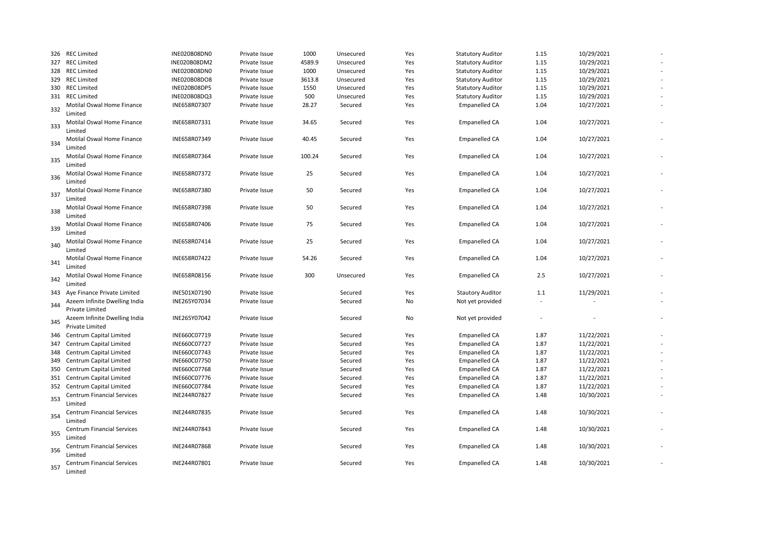| | | | | | | | | | | |
|---|---|---|---|---|---|---|---|---|---|---|
| 326 | REC Limited | INE020B08DN0 | Private Issue | 1000 | Unsecured | Yes | Statutory Auditor | 1.15 | 10/29/2021 | - |
| 327 | REC Limited | INE020B08DM2 | Private Issue | 4589.9 | Unsecured | Yes | Statutory Auditor | 1.15 | 10/29/2021 | - |
| 328 | REC Limited | INE020B08DN0 | Private Issue | 1000 | Unsecured | Yes | Statutory Auditor | 1.15 | 10/29/2021 | - |
| 329 | REC Limited | INE020B08DO8 | Private Issue | 3613.8 | Unsecured | Yes | Statutory Auditor | 1.15 | 10/29/2021 | - |
| 330 | REC Limited | INE020B08DP5 | Private Issue | 1550 | Unsecured | Yes | Statutory Auditor | 1.15 | 10/29/2021 | - |
| 331 | REC Limited | INE020B08DQ3 | Private Issue | 500 | Unsecured | Yes | Statutory Auditor | 1.15 | 10/29/2021 | - |
| 332 | Motilal Oswal Home Finance Limited | INE658R07307 | Private Issue | 28.27 | Secured | Yes | Empanelled CA | 1.04 | 10/27/2021 | - |
| 333 | Motilal Oswal Home Finance Limited | INE658R07331 | Private Issue | 34.65 | Secured | Yes | Empanelled CA | 1.04 | 10/27/2021 | - |
| 334 | Motilal Oswal Home Finance Limited | INE658R07349 | Private Issue | 40.45 | Secured | Yes | Empanelled CA | 1.04 | 10/27/2021 | - |
| 335 | Motilal Oswal Home Finance Limited | INE658R07364 | Private Issue | 100.24 | Secured | Yes | Empanelled CA | 1.04 | 10/27/2021 | - |
| 336 | Motilal Oswal Home Finance Limited | INE658R07372 | Private Issue | 25 | Secured | Yes | Empanelled CA | 1.04 | 10/27/2021 | - |
| 337 | Motilal Oswal Home Finance Limited | INE658R07380 | Private Issue | 50 | Secured | Yes | Empanelled CA | 1.04 | 10/27/2021 | - |
| 338 | Motilal Oswal Home Finance Limited | INE658R07398 | Private Issue | 50 | Secured | Yes | Empanelled CA | 1.04 | 10/27/2021 | - |
| 339 | Motilal Oswal Home Finance Limited | INE658R07406 | Private Issue | 75 | Secured | Yes | Empanelled CA | 1.04 | 10/27/2021 | - |
| 340 | Motilal Oswal Home Finance Limited | INE658R07414 | Private Issue | 25 | Secured | Yes | Empanelled CA | 1.04 | 10/27/2021 | - |
| 341 | Motilal Oswal Home Finance Limited | INE658R07422 | Private Issue | 54.26 | Secured | Yes | Empanelled CA | 1.04 | 10/27/2021 | - |
| 342 | Motilal Oswal Home Finance Limited | INE658R08156 | Private Issue | 300 | Unsecured | Yes | Empanelled CA | 2.5 | 10/27/2021 | - |
| 343 | Aye Finance Private Limited | INE501X07190 | Private Issue | | Secured | Yes | Stautory Auditor | 1.1 | 11/29/2021 | - |
| 344 | Azeem Infinite Dwelling India Private Limited | INE265Y07034 | Private Issue | | Secured | No | Not yet provided | - | - | - |
| 345 | Azeem Infinite Dwelling India Private Limited | INE265Y07042 | Private Issue | | Secured | No | Not yet provided | - | - | - |
| 346 | Centrum Capital Limited | INE660C07719 | Private Issue | | Secured | Yes | Empanelled CA | 1.87 | 11/22/2021 | - |
| 347 | Centrum Capital Limited | INE660C07727 | Private Issue | | Secured | Yes | Empanelled CA | 1.87 | 11/22/2021 | - |
| 348 | Centrum Capital Limited | INE660C07743 | Private Issue | | Secured | Yes | Empanelled CA | 1.87 | 11/22/2021 | - |
| 349 | Centrum Capital Limited | INE660C07750 | Private Issue | | Secured | Yes | Empanelled CA | 1.87 | 11/22/2021 | - |
| 350 | Centrum Capital Limited | INE660C07768 | Private Issue | | Secured | Yes | Empanelled CA | 1.87 | 11/22/2021 | - |
| 351 | Centrum Capital Limited | INE660C07776 | Private Issue | | Secured | Yes | Empanelled CA | 1.87 | 11/22/2021 | - |
| 352 | Centrum Capital Limited | INE660C07784 | Private Issue | | Secured | Yes | Empanelled CA | 1.87 | 11/22/2021 | - |
| 353 | Centrum Financial Services Limited | INE244R07827 | Private Issue | | Secured | Yes | Empanelled CA | 1.48 | 10/30/2021 | - |
| 354 | Centrum Financial Services Limited | INE244R07835 | Private Issue | | Secured | Yes | Empanelled CA | 1.48 | 10/30/2021 | - |
| 355 | Centrum Financial Services Limited | INE244R07843 | Private Issue | | Secured | Yes | Empanelled CA | 1.48 | 10/30/2021 | - |
| 356 | Centrum Financial Services Limited | INE244R07868 | Private Issue | | Secured | Yes | Empanelled CA | 1.48 | 10/30/2021 | - |
| 357 | Centrum Financial Services Limited | INE244R07801 | Private Issue | | Secured | Yes | Empanelled CA | 1.48 | 10/30/2021 | - |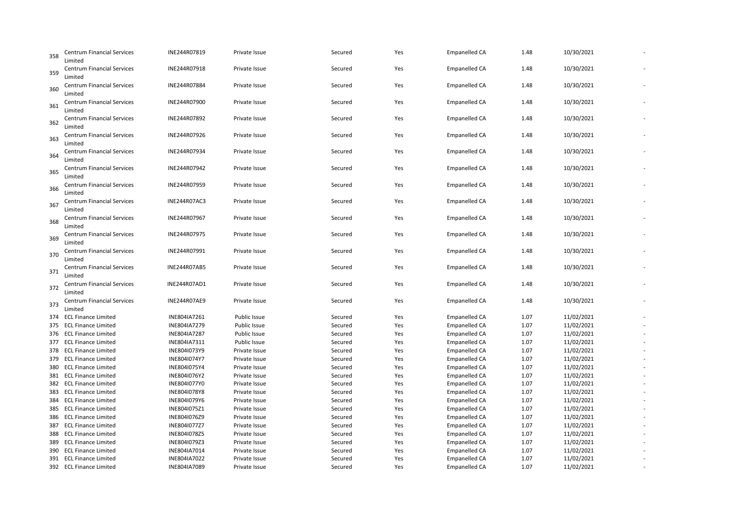| | | | | | | | | | |
|---|---|---|---|---|---|---|---|---|---|
| 358 | Centrum Financial Services Limited | INE244R07819 | Private Issue | Secured | Yes | Empanelled CA | 1.48 | 10/30/2021 | - |
| 359 | Centrum Financial Services Limited | INE244R07918 | Private Issue | Secured | Yes | Empanelled CA | 1.48 | 10/30/2021 | - |
| 360 | Centrum Financial Services Limited | INE244R07884 | Private Issue | Secured | Yes | Empanelled CA | 1.48 | 10/30/2021 | - |
| 361 | Centrum Financial Services Limited | INE244R07900 | Private Issue | Secured | Yes | Empanelled CA | 1.48 | 10/30/2021 | - |
| 362 | Centrum Financial Services Limited | INE244R07892 | Private Issue | Secured | Yes | Empanelled CA | 1.48 | 10/30/2021 | - |
| 363 | Centrum Financial Services Limited | INE244R07926 | Private Issue | Secured | Yes | Empanelled CA | 1.48 | 10/30/2021 | - |
| 364 | Centrum Financial Services Limited | INE244R07934 | Private Issue | Secured | Yes | Empanelled CA | 1.48 | 10/30/2021 | - |
| 365 | Centrum Financial Services Limited | INE244R07942 | Private Issue | Secured | Yes | Empanelled CA | 1.48 | 10/30/2021 | - |
| 366 | Centrum Financial Services Limited | INE244R07959 | Private Issue | Secured | Yes | Empanelled CA | 1.48 | 10/30/2021 | - |
| 367 | Centrum Financial Services Limited | INE244R07AC3 | Private Issue | Secured | Yes | Empanelled CA | 1.48 | 10/30/2021 | - |
| 368 | Centrum Financial Services Limited | INE244R07967 | Private Issue | Secured | Yes | Empanelled CA | 1.48 | 10/30/2021 | - |
| 369 | Centrum Financial Services Limited | INE244R07975 | Private Issue | Secured | Yes | Empanelled CA | 1.48 | 10/30/2021 | - |
| 370 | Centrum Financial Services Limited | INE244R07991 | Private Issue | Secured | Yes | Empanelled CA | 1.48 | 10/30/2021 | - |
| 371 | Centrum Financial Services Limited | INE244R07AB5 | Private Issue | Secured | Yes | Empanelled CA | 1.48 | 10/30/2021 | - |
| 372 | Centrum Financial Services Limited | INE244R07AD1 | Private Issue | Secured | Yes | Empanelled CA | 1.48 | 10/30/2021 | - |
| 373 | Centrum Financial Services Limited | INE244R07AE9 | Private Issue | Secured | Yes | Empanelled CA | 1.48 | 10/30/2021 | - |
| 374 | ECL Finance Limited | INE804IA7261 | Public Issue | Secured | Yes | Empanelled CA | 1.07 | 11/02/2021 | - |
| 375 | ECL Finance Limited | INE804IA7279 | Public Issue | Secured | Yes | Empanelled CA | 1.07 | 11/02/2021 | - |
| 376 | ECL Finance Limited | INE804IA7287 | Public Issue | Secured | Yes | Empanelled CA | 1.07 | 11/02/2021 | - |
| 377 | ECL Finance Limited | INE804IA7311 | Public Issue | Secured | Yes | Empanelled CA | 1.07 | 11/02/2021 | - |
| 378 | ECL Finance Limited | INE804I073Y9 | Private Issue | Secured | Yes | Empanelled CA | 1.07 | 11/02/2021 | - |
| 379 | ECL Finance Limited | INE804I074Y7 | Private Issue | Secured | Yes | Empanelled CA | 1.07 | 11/02/2021 | - |
| 380 | ECL Finance Limited | INE804I075Y4 | Private Issue | Secured | Yes | Empanelled CA | 1.07 | 11/02/2021 | - |
| 381 | ECL Finance Limited | INE804I076Y2 | Private Issue | Secured | Yes | Empanelled CA | 1.07 | 11/02/2021 | - |
| 382 | ECL Finance Limited | INE804I077Y0 | Private Issue | Secured | Yes | Empanelled CA | 1.07 | 11/02/2021 | - |
| 383 | ECL Finance Limited | INE804I078Y8 | Private Issue | Secured | Yes | Empanelled CA | 1.07 | 11/02/2021 | - |
| 384 | ECL Finance Limited | INE804I079Y6 | Private Issue | Secured | Yes | Empanelled CA | 1.07 | 11/02/2021 | - |
| 385 | ECL Finance Limited | INE804I075Z1 | Private Issue | Secured | Yes | Empanelled CA | 1.07 | 11/02/2021 | - |
| 386 | ECL Finance Limited | INE804I076Z9 | Private Issue | Secured | Yes | Empanelled CA | 1.07 | 11/02/2021 | - |
| 387 | ECL Finance Limited | INE804I077Z7 | Private Issue | Secured | Yes | Empanelled CA | 1.07 | 11/02/2021 | - |
| 388 | ECL Finance Limited | INE804I078Z5 | Private Issue | Secured | Yes | Empanelled CA | 1.07 | 11/02/2021 | - |
| 389 | ECL Finance Limited | INE804I079Z3 | Private Issue | Secured | Yes | Empanelled CA | 1.07 | 11/02/2021 | - |
| 390 | ECL Finance Limited | INE804IA7014 | Private Issue | Secured | Yes | Empanelled CA | 1.07 | 11/02/2021 | - |
| 391 | ECL Finance Limited | INE804IA7022 | Private Issue | Secured | Yes | Empanelled CA | 1.07 | 11/02/2021 | - |
| 392 | ECL Finance Limited | INE804IA7089 | Private Issue | Secured | Yes | Empanelled CA | 1.07 | 11/02/2021 | - |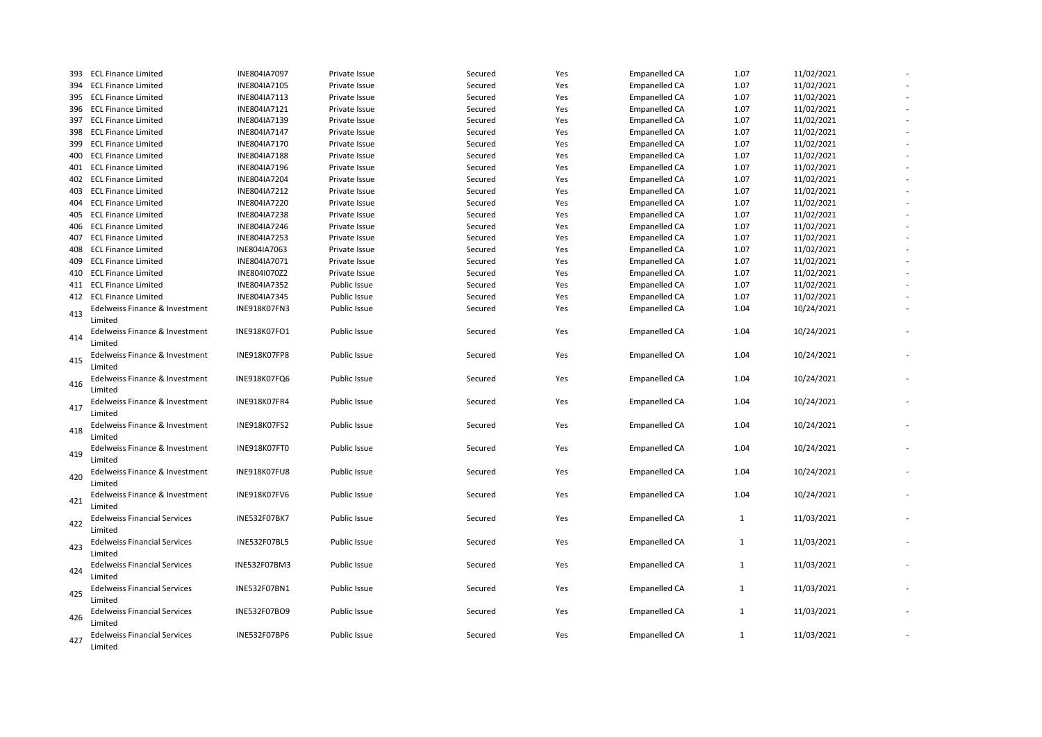| | | | | | | | | | |
|---|---|---|---|---|---|---|---|---|---|
| 393 | ECL Finance Limited | INE804IA7097 | Private Issue | Secured | Yes | Empanelled CA | 1.07 | 11/02/2021 | - |
| 394 | ECL Finance Limited | INE804IA7105 | Private Issue | Secured | Yes | Empanelled CA | 1.07 | 11/02/2021 | - |
| 395 | ECL Finance Limited | INE804IA7113 | Private Issue | Secured | Yes | Empanelled CA | 1.07 | 11/02/2021 | - |
| 396 | ECL Finance Limited | INE804IA7121 | Private Issue | Secured | Yes | Empanelled CA | 1.07 | 11/02/2021 | - |
| 397 | ECL Finance Limited | INE804IA7139 | Private Issue | Secured | Yes | Empanelled CA | 1.07 | 11/02/2021 | - |
| 398 | ECL Finance Limited | INE804IA7147 | Private Issue | Secured | Yes | Empanelled CA | 1.07 | 11/02/2021 | - |
| 399 | ECL Finance Limited | INE804IA7170 | Private Issue | Secured | Yes | Empanelled CA | 1.07 | 11/02/2021 | - |
| 400 | ECL Finance Limited | INE804IA7188 | Private Issue | Secured | Yes | Empanelled CA | 1.07 | 11/02/2021 | - |
| 401 | ECL Finance Limited | INE804IA7196 | Private Issue | Secured | Yes | Empanelled CA | 1.07 | 11/02/2021 | - |
| 402 | ECL Finance Limited | INE804IA7204 | Private Issue | Secured | Yes | Empanelled CA | 1.07 | 11/02/2021 | - |
| 403 | ECL Finance Limited | INE804IA7212 | Private Issue | Secured | Yes | Empanelled CA | 1.07 | 11/02/2021 | - |
| 404 | ECL Finance Limited | INE804IA7220 | Private Issue | Secured | Yes | Empanelled CA | 1.07 | 11/02/2021 | - |
| 405 | ECL Finance Limited | INE804IA7238 | Private Issue | Secured | Yes | Empanelled CA | 1.07 | 11/02/2021 | - |
| 406 | ECL Finance Limited | INE804IA7246 | Private Issue | Secured | Yes | Empanelled CA | 1.07 | 11/02/2021 | - |
| 407 | ECL Finance Limited | INE804IA7253 | Private Issue | Secured | Yes | Empanelled CA | 1.07 | 11/02/2021 | - |
| 408 | ECL Finance Limited | INE804IA7063 | Private Issue | Secured | Yes | Empanelled CA | 1.07 | 11/02/2021 | - |
| 409 | ECL Finance Limited | INE804IA7071 | Private Issue | Secured | Yes | Empanelled CA | 1.07 | 11/02/2021 | - |
| 410 | ECL Finance Limited | INE804I070Z2 | Private Issue | Secured | Yes | Empanelled CA | 1.07 | 11/02/2021 | - |
| 411 | ECL Finance Limited | INE804IA7352 | Public Issue | Secured | Yes | Empanelled CA | 1.07 | 11/02/2021 | - |
| 412 | ECL Finance Limited | INE804IA7345 | Public Issue | Secured | Yes | Empanelled CA | 1.07 | 11/02/2021 | - |
| 413 | Edelweiss Finance & Investment Limited | INE918K07FN3 | Public Issue | Secured | Yes | Empanelled CA | 1.04 | 10/24/2021 | - |
| 414 | Edelweiss Finance & Investment Limited | INE918K07FO1 | Public Issue | Secured | Yes | Empanelled CA | 1.04 | 10/24/2021 | - |
| 415 | Edelweiss Finance & Investment Limited | INE918K07FP8 | Public Issue | Secured | Yes | Empanelled CA | 1.04 | 10/24/2021 | - |
| 416 | Edelweiss Finance & Investment Limited | INE918K07FQ6 | Public Issue | Secured | Yes | Empanelled CA | 1.04 | 10/24/2021 | - |
| 417 | Edelweiss Finance & Investment Limited | INE918K07FR4 | Public Issue | Secured | Yes | Empanelled CA | 1.04 | 10/24/2021 | - |
| 418 | Edelweiss Finance & Investment Limited | INE918K07FS2 | Public Issue | Secured | Yes | Empanelled CA | 1.04 | 10/24/2021 | - |
| 419 | Edelweiss Finance & Investment Limited | INE918K07FT0 | Public Issue | Secured | Yes | Empanelled CA | 1.04 | 10/24/2021 | - |
| 420 | Edelweiss Finance & Investment Limited | INE918K07FU8 | Public Issue | Secured | Yes | Empanelled CA | 1.04 | 10/24/2021 | - |
| 421 | Edelweiss Finance & Investment Limited | INE918K07FV6 | Public Issue | Secured | Yes | Empanelled CA | 1.04 | 10/24/2021 | - |
| 422 | Edelweiss Financial Services Limited | INE532F07BK7 | Public Issue | Secured | Yes | Empanelled CA | 1 | 11/03/2021 | - |
| 423 | Edelweiss Financial Services Limited | INE532F07BL5 | Public Issue | Secured | Yes | Empanelled CA | 1 | 11/03/2021 | - |
| 424 | Edelweiss Financial Services Limited | INE532F07BM3 | Public Issue | Secured | Yes | Empanelled CA | 1 | 11/03/2021 | - |
| 425 | Edelweiss Financial Services Limited | INE532F07BN1 | Public Issue | Secured | Yes | Empanelled CA | 1 | 11/03/2021 | - |
| 426 | Edelweiss Financial Services Limited | INE532F07BO9 | Public Issue | Secured | Yes | Empanelled CA | 1 | 11/03/2021 | - |
| 427 | Edelweiss Financial Services Limited | INE532F07BP6 | Public Issue | Secured | Yes | Empanelled CA | 1 | 11/03/2021 | - |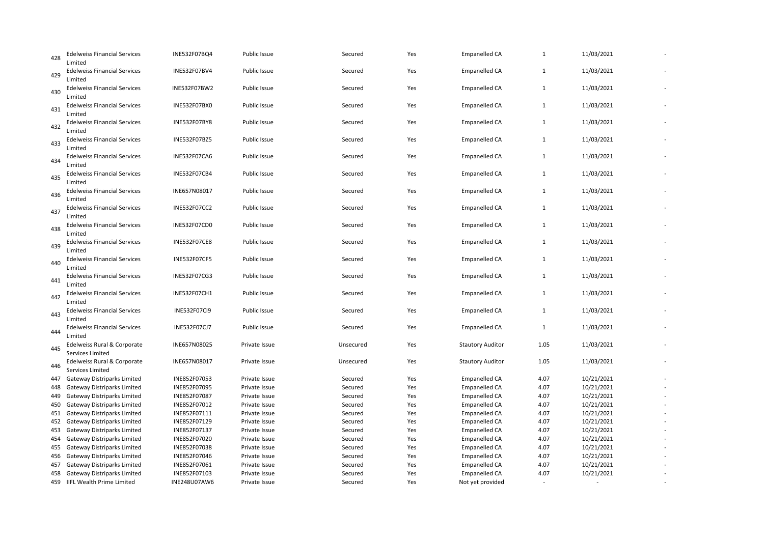| 428 | Edelweiss Financial Services Limited | INE532F07BQ4 | Public Issue | Secured | Yes | Empanelled CA | 1 | 11/03/2021 | - |
|---|---|---|---|---|---|---|---|---|---|
| 429 | Edelweiss Financial Services Limited | INE532F07BV4 | Public Issue | Secured | Yes | Empanelled CA | 1 | 11/03/2021 | - |
| 430 | Edelweiss Financial Services Limited | INE532F07BW2 | Public Issue | Secured | Yes | Empanelled CA | 1 | 11/03/2021 | - |
| 431 | Edelweiss Financial Services Limited | INE532F07BX0 | Public Issue | Secured | Yes | Empanelled CA | 1 | 11/03/2021 | - |
| 432 | Edelweiss Financial Services Limited | INE532F07BY8 | Public Issue | Secured | Yes | Empanelled CA | 1 | 11/03/2021 | - |
| 433 | Edelweiss Financial Services Limited | INE532F07BZ5 | Public Issue | Secured | Yes | Empanelled CA | 1 | 11/03/2021 | - |
| 434 | Edelweiss Financial Services Limited | INE532F07CA6 | Public Issue | Secured | Yes | Empanelled CA | 1 | 11/03/2021 | - |
| 435 | Edelweiss Financial Services Limited | INE532F07CB4 | Public Issue | Secured | Yes | Empanelled CA | 1 | 11/03/2021 | - |
| 436 | Edelweiss Financial Services Limited | INE657N08017 | Public Issue | Secured | Yes | Empanelled CA | 1 | 11/03/2021 | - |
| 437 | Edelweiss Financial Services Limited | INE532F07CC2 | Public Issue | Secured | Yes | Empanelled CA | 1 | 11/03/2021 | - |
| 438 | Edelweiss Financial Services Limited | INE532F07CD0 | Public Issue | Secured | Yes | Empanelled CA | 1 | 11/03/2021 | - |
| 439 | Edelweiss Financial Services Limited | INE532F07CE8 | Public Issue | Secured | Yes | Empanelled CA | 1 | 11/03/2021 | - |
| 440 | Edelweiss Financial Services Limited | INE532F07CF5 | Public Issue | Secured | Yes | Empanelled CA | 1 | 11/03/2021 | - |
| 441 | Edelweiss Financial Services Limited | INE532F07CG3 | Public Issue | Secured | Yes | Empanelled CA | 1 | 11/03/2021 | - |
| 442 | Edelweiss Financial Services Limited | INE532F07CH1 | Public Issue | Secured | Yes | Empanelled CA | 1 | 11/03/2021 | - |
| 443 | Edelweiss Financial Services Limited | INE532F07CI9 | Public Issue | Secured | Yes | Empanelled CA | 1 | 11/03/2021 | - |
| 444 | Edelweiss Financial Services Limited | INE532F07CJ7 | Public Issue | Secured | Yes | Empanelled CA | 1 | 11/03/2021 | - |
| 445 | Edelweiss Rural & Corporate Services Limited | INE657N08025 | Private Issue | Unsecured | Yes | Stautory Auditor | 1.05 | 11/03/2021 | - |
| 446 | Edelweiss Rural & Corporate Services Limited | INE657N08017 | Private Issue | Unsecured | Yes | Stautory Auditor | 1.05 | 11/03/2021 | - |
| 447 | Gateway Distriparks Limited | INE852F07053 | Private Issue | Secured | Yes | Empanelled CA | 4.07 | 10/21/2021 | - |
| 448 | Gateway Distriparks Limited | INE852F07095 | Private Issue | Secured | Yes | Empanelled CA | 4.07 | 10/21/2021 | - |
| 449 | Gateway Distriparks Limited | INE852F07087 | Private Issue | Secured | Yes | Empanelled CA | 4.07 | 10/21/2021 | - |
| 450 | Gateway Distriparks Limited | INE852F07012 | Private Issue | Secured | Yes | Empanelled CA | 4.07 | 10/21/2021 | - |
| 451 | Gateway Distriparks Limited | INE852F07111 | Private Issue | Secured | Yes | Empanelled CA | 4.07 | 10/21/2021 | - |
| 452 | Gateway Distriparks Limited | INE852F07129 | Private Issue | Secured | Yes | Empanelled CA | 4.07 | 10/21/2021 | - |
| 453 | Gateway Distriparks Limited | INE852F07137 | Private Issue | Secured | Yes | Empanelled CA | 4.07 | 10/21/2021 | - |
| 454 | Gateway Distriparks Limited | INE852F07020 | Private Issue | Secured | Yes | Empanelled CA | 4.07 | 10/21/2021 | - |
| 455 | Gateway Distriparks Limited | INE852F07038 | Private Issue | Secured | Yes | Empanelled CA | 4.07 | 10/21/2021 | - |
| 456 | Gateway Distriparks Limited | INE852F07046 | Private Issue | Secured | Yes | Empanelled CA | 4.07 | 10/21/2021 | - |
| 457 | Gateway Distriparks Limited | INE852F07061 | Private Issue | Secured | Yes | Empanelled CA | 4.07 | 10/21/2021 | - |
| 458 | Gateway Distriparks Limited | INE852F07103 | Private Issue | Secured | Yes | Empanelled CA | 4.07 | 10/21/2021 | - |
| 459 | IIFL Wealth Prime Limited | INE248U07AW6 | Private Issue | Secured | Yes | Not yet provided | - | - | - |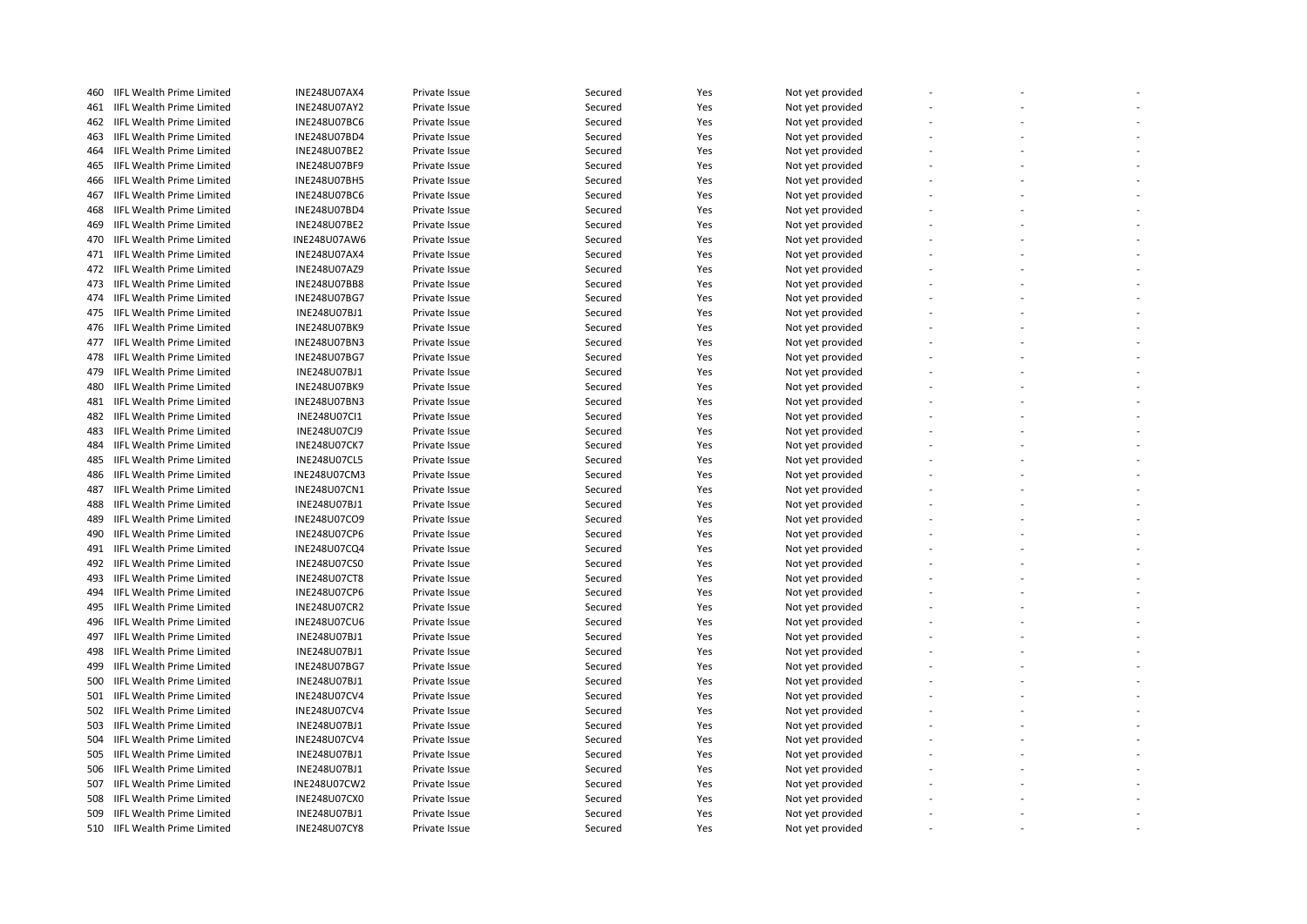| | | | | | | | | | |
|---|---|---|---|---|---|---|---|---|---|
| 460 | IIFL Wealth Prime Limited | INE248U07AX4 | Private Issue | Secured | Yes | Not yet provided | - | - | - |
| 461 | IIFL Wealth Prime Limited | INE248U07AY2 | Private Issue | Secured | Yes | Not yet provided | - | - | - |
| 462 | IIFL Wealth Prime Limited | INE248U07BC6 | Private Issue | Secured | Yes | Not yet provided | - | - | - |
| 463 | IIFL Wealth Prime Limited | INE248U07BD4 | Private Issue | Secured | Yes | Not yet provided | - | - | - |
| 464 | IIFL Wealth Prime Limited | INE248U07BE2 | Private Issue | Secured | Yes | Not yet provided | - | - | - |
| 465 | IIFL Wealth Prime Limited | INE248U07BF9 | Private Issue | Secured | Yes | Not yet provided | - | - | - |
| 466 | IIFL Wealth Prime Limited | INE248U07BH5 | Private Issue | Secured | Yes | Not yet provided | - | - | - |
| 467 | IIFL Wealth Prime Limited | INE248U07BC6 | Private Issue | Secured | Yes | Not yet provided | - | - | - |
| 468 | IIFL Wealth Prime Limited | INE248U07BD4 | Private Issue | Secured | Yes | Not yet provided | - | - | - |
| 469 | IIFL Wealth Prime Limited | INE248U07BE2 | Private Issue | Secured | Yes | Not yet provided | - | - | - |
| 470 | IIFL Wealth Prime Limited | INE248U07AW6 | Private Issue | Secured | Yes | Not yet provided | - | - | - |
| 471 | IIFL Wealth Prime Limited | INE248U07AX4 | Private Issue | Secured | Yes | Not yet provided | - | - | - |
| 472 | IIFL Wealth Prime Limited | INE248U07AZ9 | Private Issue | Secured | Yes | Not yet provided | - | - | - |
| 473 | IIFL Wealth Prime Limited | INE248U07BB8 | Private Issue | Secured | Yes | Not yet provided | - | - | - |
| 474 | IIFL Wealth Prime Limited | INE248U07BG7 | Private Issue | Secured | Yes | Not yet provided | - | - | - |
| 475 | IIFL Wealth Prime Limited | INE248U07BJ1 | Private Issue | Secured | Yes | Not yet provided | - | - | - |
| 476 | IIFL Wealth Prime Limited | INE248U07BK9 | Private Issue | Secured | Yes | Not yet provided | - | - | - |
| 477 | IIFL Wealth Prime Limited | INE248U07BN3 | Private Issue | Secured | Yes | Not yet provided | - | - | - |
| 478 | IIFL Wealth Prime Limited | INE248U07BG7 | Private Issue | Secured | Yes | Not yet provided | - | - | - |
| 479 | IIFL Wealth Prime Limited | INE248U07BJ1 | Private Issue | Secured | Yes | Not yet provided | - | - | - |
| 480 | IIFL Wealth Prime Limited | INE248U07BK9 | Private Issue | Secured | Yes | Not yet provided | - | - | - |
| 481 | IIFL Wealth Prime Limited | INE248U07BN3 | Private Issue | Secured | Yes | Not yet provided | - | - | - |
| 482 | IIFL Wealth Prime Limited | INE248U07CI1 | Private Issue | Secured | Yes | Not yet provided | - | - | - |
| 483 | IIFL Wealth Prime Limited | INE248U07CJ9 | Private Issue | Secured | Yes | Not yet provided | - | - | - |
| 484 | IIFL Wealth Prime Limited | INE248U07CK7 | Private Issue | Secured | Yes | Not yet provided | - | - | - |
| 485 | IIFL Wealth Prime Limited | INE248U07CL5 | Private Issue | Secured | Yes | Not yet provided | - | - | - |
| 486 | IIFL Wealth Prime Limited | INE248U07CM3 | Private Issue | Secured | Yes | Not yet provided | - | - | - |
| 487 | IIFL Wealth Prime Limited | INE248U07CN1 | Private Issue | Secured | Yes | Not yet provided | - | - | - |
| 488 | IIFL Wealth Prime Limited | INE248U07BJ1 | Private Issue | Secured | Yes | Not yet provided | - | - | - |
| 489 | IIFL Wealth Prime Limited | INE248U07CO9 | Private Issue | Secured | Yes | Not yet provided | - | - | - |
| 490 | IIFL Wealth Prime Limited | INE248U07CP6 | Private Issue | Secured | Yes | Not yet provided | - | - | - |
| 491 | IIFL Wealth Prime Limited | INE248U07CQ4 | Private Issue | Secured | Yes | Not yet provided | - | - | - |
| 492 | IIFL Wealth Prime Limited | INE248U07CS0 | Private Issue | Secured | Yes | Not yet provided | - | - | - |
| 493 | IIFL Wealth Prime Limited | INE248U07CT8 | Private Issue | Secured | Yes | Not yet provided | - | - | - |
| 494 | IIFL Wealth Prime Limited | INE248U07CP6 | Private Issue | Secured | Yes | Not yet provided | - | - | - |
| 495 | IIFL Wealth Prime Limited | INE248U07CR2 | Private Issue | Secured | Yes | Not yet provided | - | - | - |
| 496 | IIFL Wealth Prime Limited | INE248U07CU6 | Private Issue | Secured | Yes | Not yet provided | - | - | - |
| 497 | IIFL Wealth Prime Limited | INE248U07BJ1 | Private Issue | Secured | Yes | Not yet provided | - | - | - |
| 498 | IIFL Wealth Prime Limited | INE248U07BJ1 | Private Issue | Secured | Yes | Not yet provided | - | - | - |
| 499 | IIFL Wealth Prime Limited | INE248U07BG7 | Private Issue | Secured | Yes | Not yet provided | - | - | - |
| 500 | IIFL Wealth Prime Limited | INE248U07BJ1 | Private Issue | Secured | Yes | Not yet provided | - | - | - |
| 501 | IIFL Wealth Prime Limited | INE248U07CV4 | Private Issue | Secured | Yes | Not yet provided | - | - | - |
| 502 | IIFL Wealth Prime Limited | INE248U07CV4 | Private Issue | Secured | Yes | Not yet provided | - | - | - |
| 503 | IIFL Wealth Prime Limited | INE248U07BJ1 | Private Issue | Secured | Yes | Not yet provided | - | - | - |
| 504 | IIFL Wealth Prime Limited | INE248U07CV4 | Private Issue | Secured | Yes | Not yet provided | - | - | - |
| 505 | IIFL Wealth Prime Limited | INE248U07BJ1 | Private Issue | Secured | Yes | Not yet provided | - | - | - |
| 506 | IIFL Wealth Prime Limited | INE248U07BJ1 | Private Issue | Secured | Yes | Not yet provided | - | - | - |
| 507 | IIFL Wealth Prime Limited | INE248U07CW2 | Private Issue | Secured | Yes | Not yet provided | - | - | - |
| 508 | IIFL Wealth Prime Limited | INE248U07CX0 | Private Issue | Secured | Yes | Not yet provided | - | - | - |
| 509 | IIFL Wealth Prime Limited | INE248U07BJ1 | Private Issue | Secured | Yes | Not yet provided | - | - | - |
| 510 | IIFL Wealth Prime Limited | INE248U07CY8 | Private Issue | Secured | Yes | Not yet provided | - | - | - |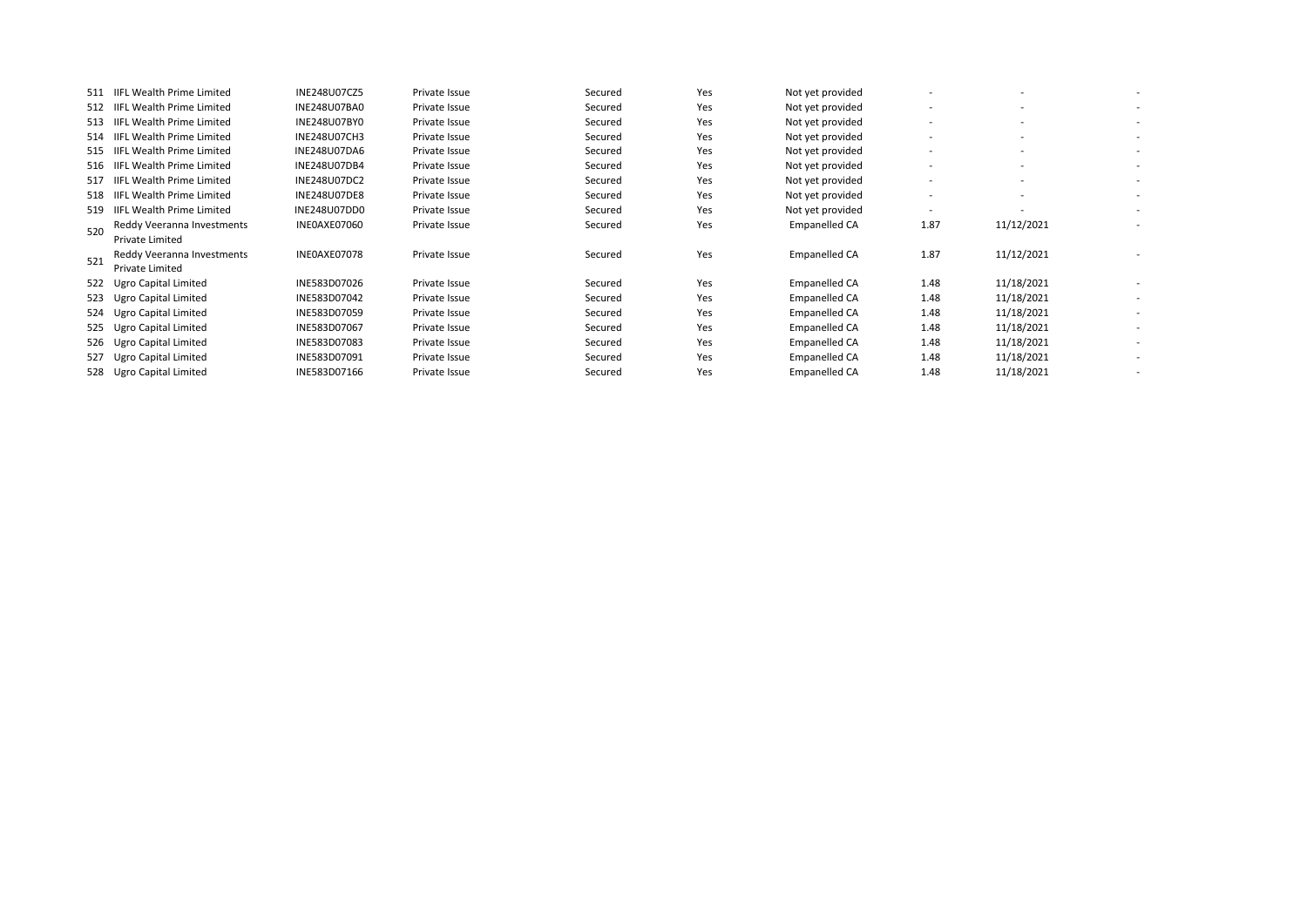| | | | | | | | | | |
|---|---|---|---|---|---|---|---|---|---|
| 511 | IIFL Wealth Prime Limited | INE248U07CZ5 | Private Issue | Secured | Yes | Not yet provided | - | - | - |
| 512 | IIFL Wealth Prime Limited | INE248U07BA0 | Private Issue | Secured | Yes | Not yet provided | - | - | - |
| 513 | IIFL Wealth Prime Limited | INE248U07BY0 | Private Issue | Secured | Yes | Not yet provided | - | - | - |
| 514 | IIFL Wealth Prime Limited | INE248U07CH3 | Private Issue | Secured | Yes | Not yet provided | - | - | - |
| 515 | IIFL Wealth Prime Limited | INE248U07DA6 | Private Issue | Secured | Yes | Not yet provided | - | - | - |
| 516 | IIFL Wealth Prime Limited | INE248U07DB4 | Private Issue | Secured | Yes | Not yet provided | - | - | - |
| 517 | IIFL Wealth Prime Limited | INE248U07DC2 | Private Issue | Secured | Yes | Not yet provided | - | - | - |
| 518 | IIFL Wealth Prime Limited | INE248U07DE8 | Private Issue | Secured | Yes | Not yet provided | - | - | - |
| 519 | IIFL Wealth Prime Limited | INE248U07DD0 | Private Issue | Secured | Yes | Not yet provided | - | - | - |
| 520 | Reddy Veeranna Investments Private Limited | INE0AXE07060 | Private Issue | Secured | Yes | Empanelled CA | 1.87 | 11/12/2021 | - |
| 521 | Reddy Veeranna Investments Private Limited | INE0AXE07078 | Private Issue | Secured | Yes | Empanelled CA | 1.87 | 11/12/2021 | - |
| 522 | Ugro Capital Limited | INE583D07026 | Private Issue | Secured | Yes | Empanelled CA | 1.48 | 11/18/2021 | - |
| 523 | Ugro Capital Limited | INE583D07042 | Private Issue | Secured | Yes | Empanelled CA | 1.48 | 11/18/2021 | - |
| 524 | Ugro Capital Limited | INE583D07059 | Private Issue | Secured | Yes | Empanelled CA | 1.48 | 11/18/2021 | - |
| 525 | Ugro Capital Limited | INE583D07067 | Private Issue | Secured | Yes | Empanelled CA | 1.48 | 11/18/2021 | - |
| 526 | Ugro Capital Limited | INE583D07083 | Private Issue | Secured | Yes | Empanelled CA | 1.48 | 11/18/2021 | - |
| 527 | Ugro Capital Limited | INE583D07091 | Private Issue | Secured | Yes | Empanelled CA | 1.48 | 11/18/2021 | - |
| 528 | Ugro Capital Limited | INE583D07166 | Private Issue | Secured | Yes | Empanelled CA | 1.48 | 11/18/2021 | - |